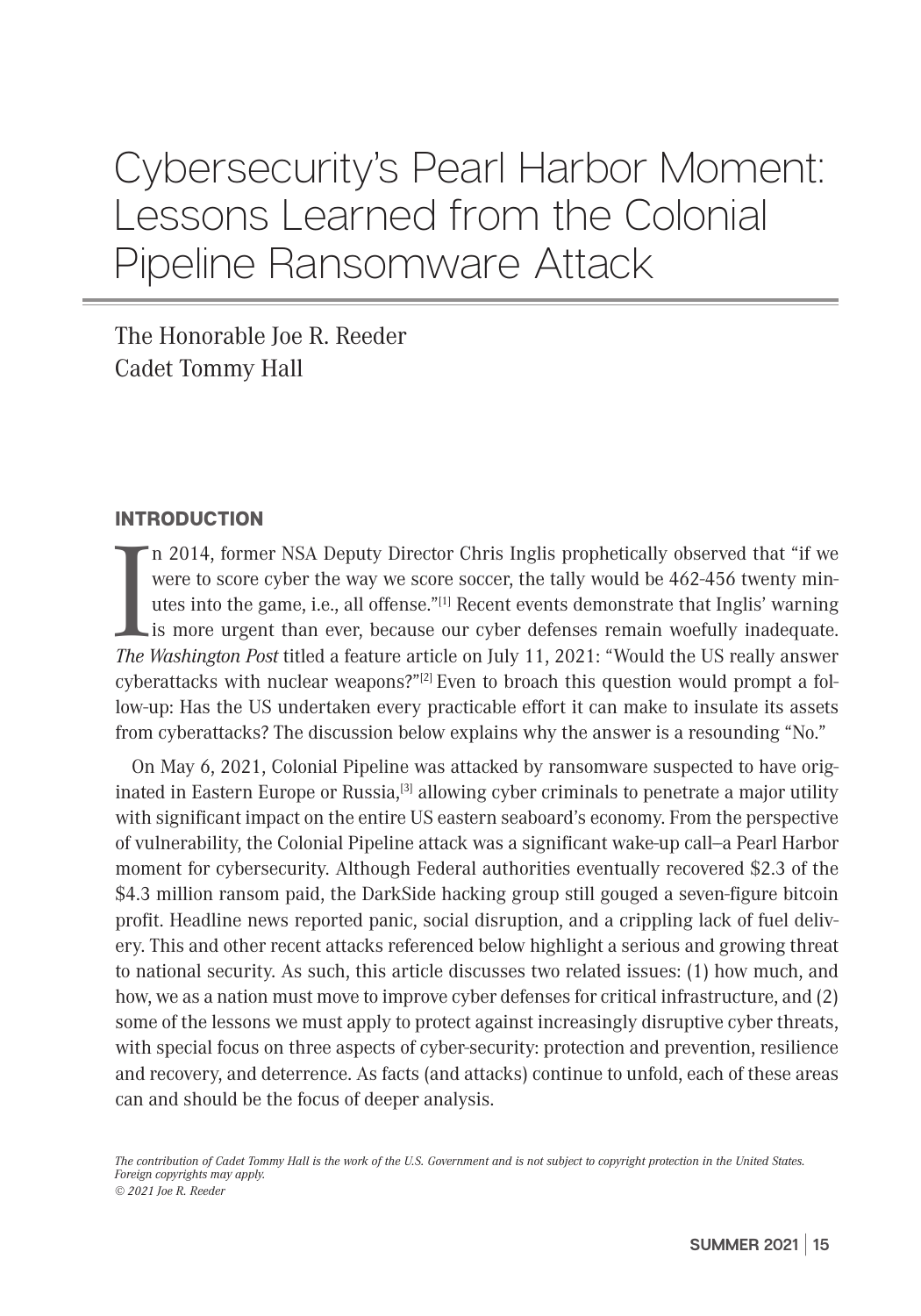# Cybersecurity's Pearl Harbor Moment: Lessons Learned from the Colonial Pipeline Ransomware Attack

The Honorable Joe R. Reeder
Cadet Tommy Hall

## INTRODUCTION

In 2014, former NSA Deputy Director Chris Inglis prophetically observed that "if we were to score cyber the way we score soccer, the tally would be 462-456 twenty minutes into the game, i.e., all offense."[1] Recent events demonstrate that Inglis' warning is more urgent than ever, because our cyber defenses remain woefully inadequate. *The Washington Post* titled a feature article on July 11, 2021: "Would the US really answer cyberattacks with nuclear weapons?"[2] Even to broach this question would prompt a follow-up: Has the US undertaken every practicable effort it can make to insulate its assets from cyberattacks? The discussion below explains why the answer is a resounding "No."

On May 6, 2021, Colonial Pipeline was attacked by ransomware suspected to have originated in Eastern Europe or Russia,[3] allowing cyber criminals to penetrate a major utility with significant impact on the entire US eastern seaboard's economy. From the perspective of vulnerability, the Colonial Pipeline attack was a significant wake-up call–a Pearl Harbor moment for cybersecurity. Although Federal authorities eventually recovered $2.3 of the $4.3 million ransom paid, the DarkSide hacking group still gouged a seven-figure bitcoin profit. Headline news reported panic, social disruption, and a crippling lack of fuel delivery. This and other recent attacks referenced below highlight a serious and growing threat to national security. As such, this article discusses two related issues: (1) how much, and how, we as a nation must move to improve cyber defenses for critical infrastructure, and (2) some of the lessons we must apply to protect against increasingly disruptive cyber threats, with special focus on three aspects of cyber-security: protection and prevention, resilience and recovery, and deterrence. As facts (and attacks) continue to unfold, each of these areas can and should be the focus of deeper analysis.

*The contribution of Cadet Tommy Hall is the work of the U.S. Government and is not subject to copyright protection in the United States. Foreign copyrights may apply.*
*© 2021 Joe R. Reeder*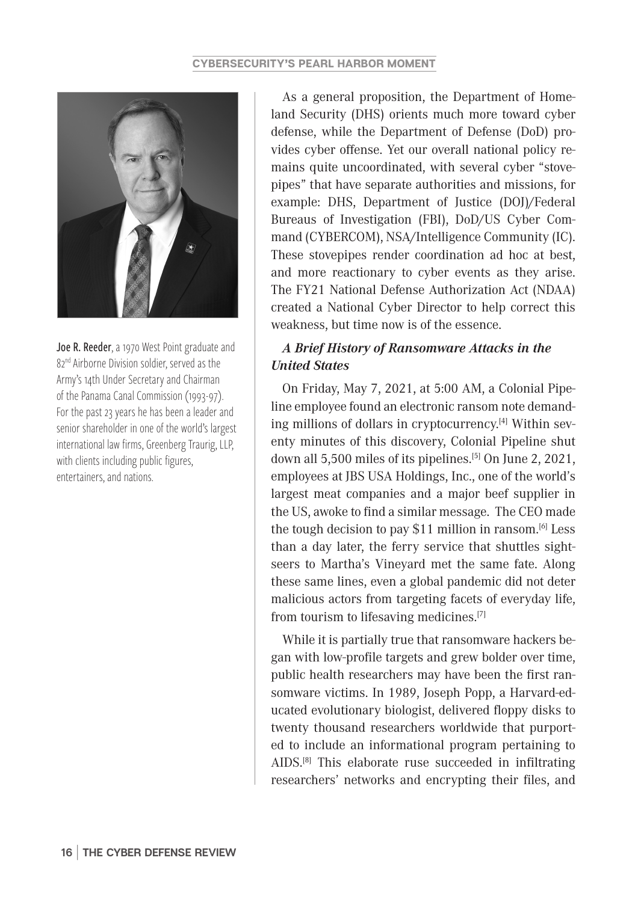**Joe R. Reeder**, a 1970 West Point graduate and 82nd Airborne Division soldier, served as the Army's 14th Under Secretary and Chairman of the Panama Canal Commission (1993-97). For the past 23 years he has been a leader and senior shareholder in one of the world's largest international law firms, Greenberg Traurig, LLP, with clients including public figures, entertainers, and nations.

As a general proposition, the Department of Homeland Security (DHS) orients much more toward cyber defense, while the Department of Defense (DoD) provides cyber offense. Yet our overall national policy remains quite uncoordinated, with several cyber "stovepipes" that have separate authorities and missions, for example: DHS, Department of Justice (DOJ)/Federal Bureaus of Investigation (FBI), DoD/US Cyber Command (CYBERCOM), NSA/Intelligence Community (IC). These stovepipes render coordination ad hoc at best, and more reactionary to cyber events as they arise. The FY21 National Defense Authorization Act (NDAA) created a National Cyber Director to help correct this weakness, but time now is of the essence.

### *A Brief History of Ransomware Attacks in the United States*

On Friday, May 7, 2021, at 5:00 AM, a Colonial Pipeline employee found an electronic ransom note demanding millions of dollars in cryptocurrency.[4] Within seventy minutes of this discovery, Colonial Pipeline shut down all 5,500 miles of its pipelines.[5] On June 2, 2021, employees at JBS USA Holdings, Inc., one of the world's largest meat companies and a major beef supplier in the US, awoke to find a similar message. The CEO made the tough decision to pay $11 million in ransom.[6] Less than a day later, the ferry service that shuttles sightseers to Martha's Vineyard met the same fate. Along these same lines, even a global pandemic did not deter malicious actors from targeting facets of everyday life, from tourism to lifesaving medicines.[7]

While it is partially true that ransomware hackers began with low-profile targets and grew bolder over time, public health researchers may have been the first ransomware victims. In 1989, Joseph Popp, a Harvard-educated evolutionary biologist, delivered floppy disks to twenty thousand researchers worldwide that purported to include an informational program pertaining to AIDS.[8] This elaborate ruse succeeded in infiltrating researchers' networks and encrypting their files, and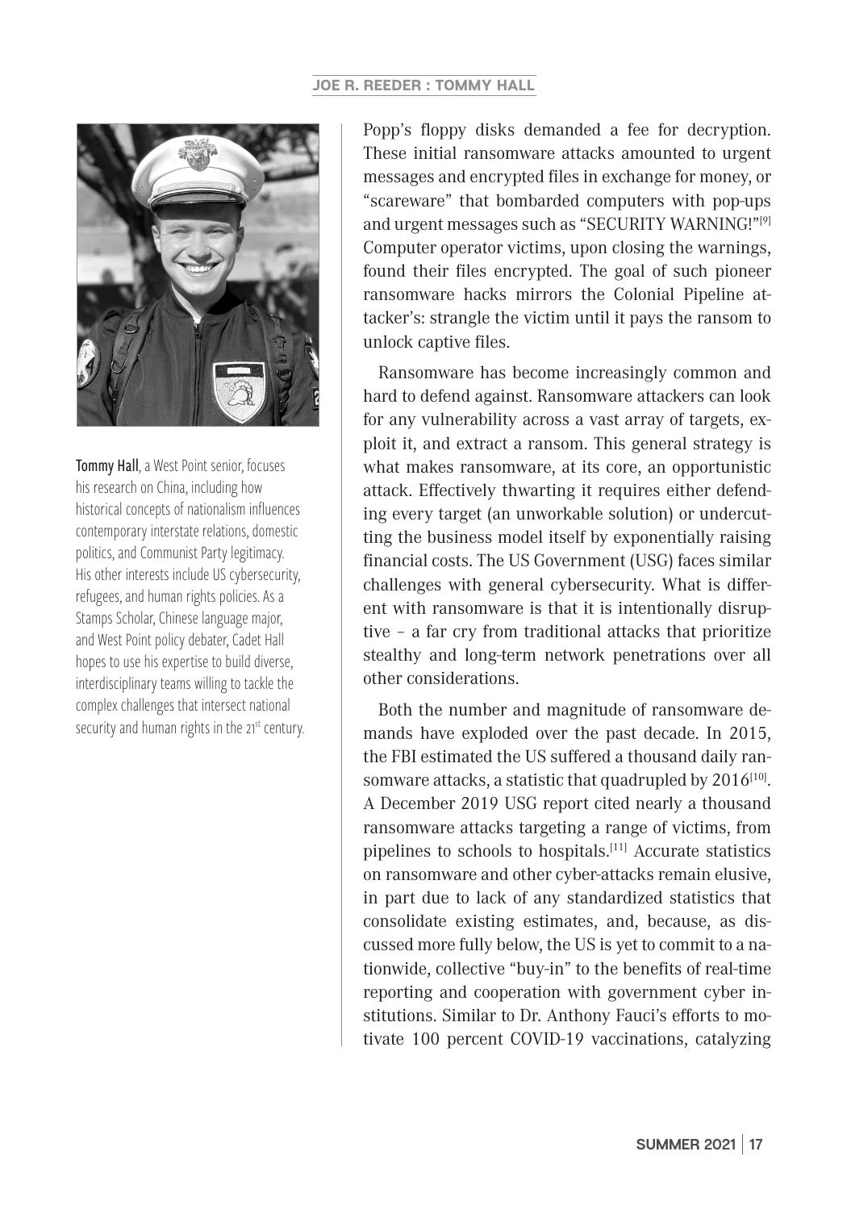**Tommy Hall**, a West Point senior, focuses his research on China, including how historical concepts of nationalism influences contemporary interstate relations, domestic politics, and Communist Party legitimacy. His other interests include US cybersecurity, refugees, and human rights policies. As a Stamps Scholar, Chinese language major, and West Point policy debater, Cadet Hall hopes to use his expertise to build diverse, interdisciplinary teams willing to tackle the complex challenges that intersect national security and human rights in the 21st century.

Popp's floppy disks demanded a fee for decryption. These initial ransomware attacks amounted to urgent messages and encrypted files in exchange for money, or "scareware" that bombarded computers with pop-ups and urgent messages such as "SECURITY WARNING!"[9] Computer operator victims, upon closing the warnings, found their files encrypted. The goal of such pioneer ransomware hacks mirrors the Colonial Pipeline attacker's: strangle the victim until it pays the ransom to unlock captive files.

Ransomware has become increasingly common and hard to defend against. Ransomware attackers can look for any vulnerability across a vast array of targets, exploit it, and extract a ransom. This general strategy is what makes ransomware, at its core, an opportunistic attack. Effectively thwarting it requires either defending every target (an unworkable solution) or undercutting the business model itself by exponentially raising financial costs. The US Government (USG) faces similar challenges with general cybersecurity. What is different with ransomware is that it is intentionally disruptive – a far cry from traditional attacks that prioritize stealthy and long-term network penetrations over all other considerations.

Both the number and magnitude of ransomware demands have exploded over the past decade. In 2015, the FBI estimated the US suffered a thousand daily ransomware attacks, a statistic that quadrupled by 2016[10]. A December 2019 USG report cited nearly a thousand ransomware attacks targeting a range of victims, from pipelines to schools to hospitals.[11] Accurate statistics on ransomware and other cyber-attacks remain elusive, in part due to lack of any standardized statistics that consolidate existing estimates, and, because, as discussed more fully below, the US is yet to commit to a nationwide, collective "buy-in" to the benefits of real-time reporting and cooperation with government cyber institutions. Similar to Dr. Anthony Fauci's efforts to motivate 100 percent COVID-19 vaccinations, catalyzing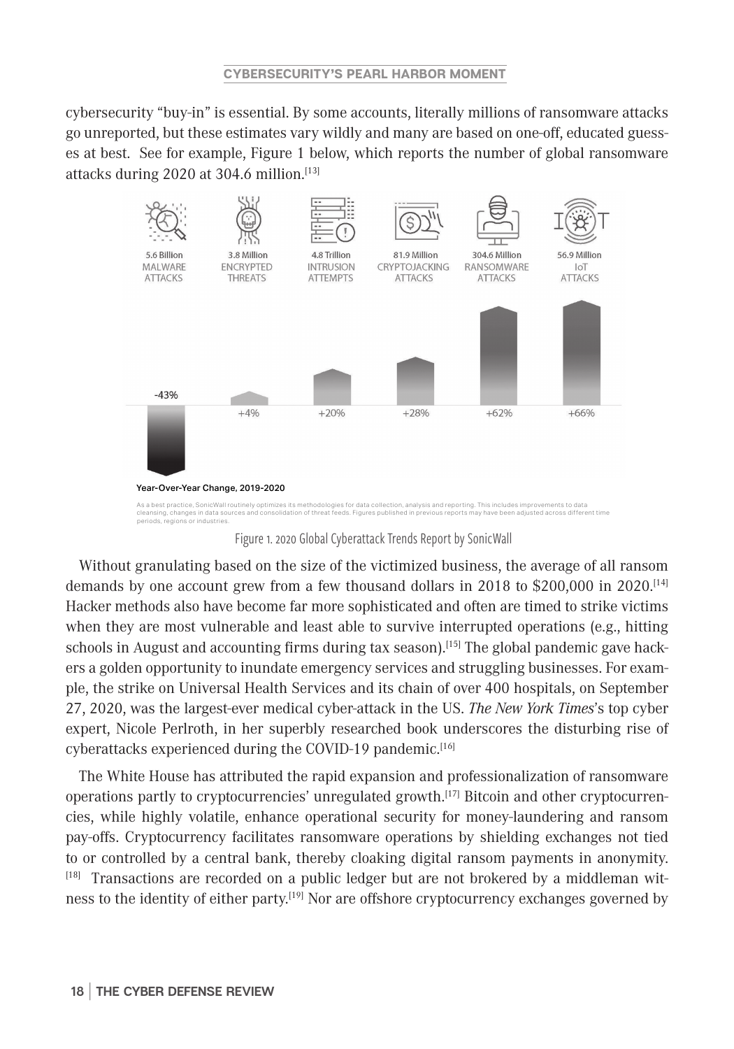cybersecurity "buy-in" is essential. By some accounts, literally millions of ransomware attacks go unreported, but these estimates vary wildly and many are based on one-off, educated guesses at best. See for example, Figure 1 below, which reports the number of global ransomware attacks during 2020 at 304.6 million.[13]

| 5.6 Billion MALWARE ATTACKS | 3.8 Million ENCRYPTED THREATS | 4.8 Trillion INTRUSION ATTEMPTS | 81.9 Million CRYPTOJACKING ATTACKS | 304.6 Million RANSOMWARE ATTACKS | 56.9 Million IoT ATTACKS |
|---|---|---|---|---|---|
| -43% | +4% | +20% | +28% | +62% | +66% |

Year-Over-Year Change, 2019-2020

As a best practice, SonicWall routinely optimizes its methodologies for data collection, analysis and reporting. This includes improvements to data cleansing, changes in data sources and consolidation of threat feeds. Figures published in previous reports may have been adjusted across different time periods, regions or industries.

Figure 1. 2020 Global Cyberattack Trends Report by SonicWall

Without granulating based on the size of the victimized business, the average of all ransom demands by one account grew from a few thousand dollars in 2018 to $200,000 in 2020.[14] Hacker methods also have become far more sophisticated and often are timed to strike victims when they are most vulnerable and least able to survive interrupted operations (e.g., hitting schools in August and accounting firms during tax season).[15] The global pandemic gave hackers a golden opportunity to inundate emergency services and struggling businesses. For example, the strike on Universal Health Services and its chain of over 400 hospitals, on September 27, 2020, was the largest-ever medical cyber-attack in the US. *The New York Times*'s top cyber expert, Nicole Perlroth, in her superbly researched book underscores the disturbing rise of cyberattacks experienced during the COVID-19 pandemic.[16]

The White House has attributed the rapid expansion and professionalization of ransomware operations partly to cryptocurrencies' unregulated growth.[17] Bitcoin and other cryptocurrencies, while highly volatile, enhance operational security for money-laundering and ransom pay-offs. Cryptocurrency facilitates ransomware operations by shielding exchanges not tied to or controlled by a central bank, thereby cloaking digital ransom payments in anonymity.[18] Transactions are recorded on a public ledger but are not brokered by a middleman witness to the identity of either party.[19] Nor are offshore cryptocurrency exchanges governed by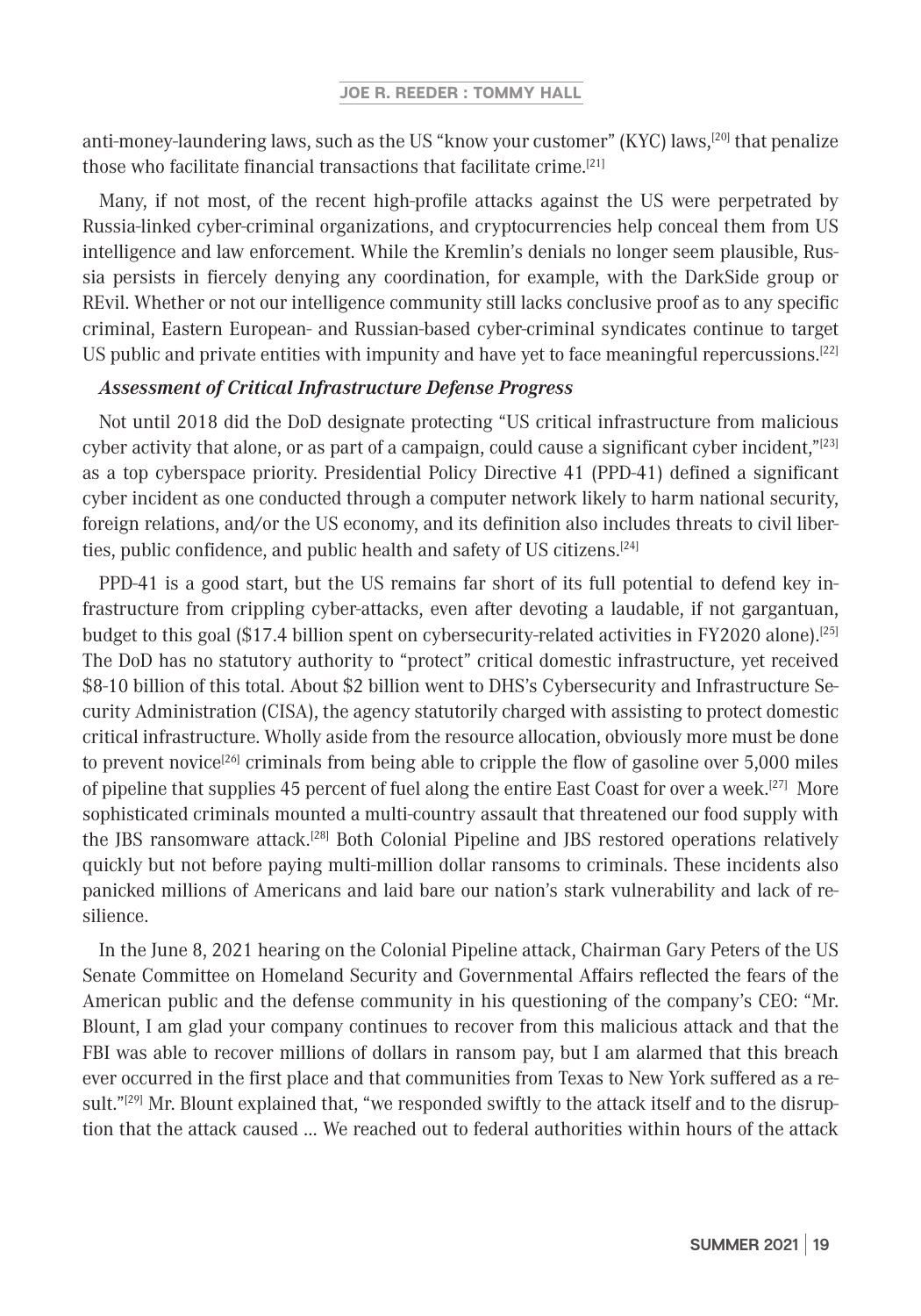anti-money-laundering laws, such as the US "know your customer" (KYC) laws,[20] that penalize those who facilitate financial transactions that facilitate crime.[21]

Many, if not most, of the recent high-profile attacks against the US were perpetrated by Russia-linked cyber-criminal organizations, and cryptocurrencies help conceal them from US intelligence and law enforcement. While the Kremlin's denials no longer seem plausible, Russia persists in fiercely denying any coordination, for example, with the DarkSide group or REvil. Whether or not our intelligence community still lacks conclusive proof as to any specific criminal, Eastern European- and Russian-based cyber-criminal syndicates continue to target US public and private entities with impunity and have yet to face meaningful repercussions.[22]

### *Assessment of Critical Infrastructure Defense Progress*

Not until 2018 did the DoD designate protecting "US critical infrastructure from malicious cyber activity that alone, or as part of a campaign, could cause a significant cyber incident,"[23] as a top cyberspace priority. Presidential Policy Directive 41 (PPD-41) defined a significant cyber incident as one conducted through a computer network likely to harm national security, foreign relations, and/or the US economy, and its definition also includes threats to civil liberties, public confidence, and public health and safety of US citizens.[24]

PPD-41 is a good start, but the US remains far short of its full potential to defend key infrastructure from crippling cyber-attacks, even after devoting a laudable, if not gargantuan, budget to this goal ($17.4 billion spent on cybersecurity-related activities in FY2020 alone).[25] The DoD has no statutory authority to "protect" critical domestic infrastructure, yet received $8-10 billion of this total. About $2 billion went to DHS's Cybersecurity and Infrastructure Security Administration (CISA), the agency statutorily charged with assisting to protect domestic critical infrastructure. Wholly aside from the resource allocation, obviously more must be done to prevent novice[26] criminals from being able to cripple the flow of gasoline over 5,000 miles of pipeline that supplies 45 percent of fuel along the entire East Coast for over a week.[27] More sophisticated criminals mounted a multi-country assault that threatened our food supply with the JBS ransomware attack.[28] Both Colonial Pipeline and JBS restored operations relatively quickly but not before paying multi-million dollar ransoms to criminals. These incidents also panicked millions of Americans and laid bare our nation's stark vulnerability and lack of resilience.

In the June 8, 2021 hearing on the Colonial Pipeline attack, Chairman Gary Peters of the US Senate Committee on Homeland Security and Governmental Affairs reflected the fears of the American public and the defense community in his questioning of the company's CEO: "Mr. Blount, I am glad your company continues to recover from this malicious attack and that the FBI was able to recover millions of dollars in ransom pay, but I am alarmed that this breach ever occurred in the first place and that communities from Texas to New York suffered as a result."[29] Mr. Blount explained that, "we responded swiftly to the attack itself and to the disruption that the attack caused ... We reached out to federal authorities within hours of the attack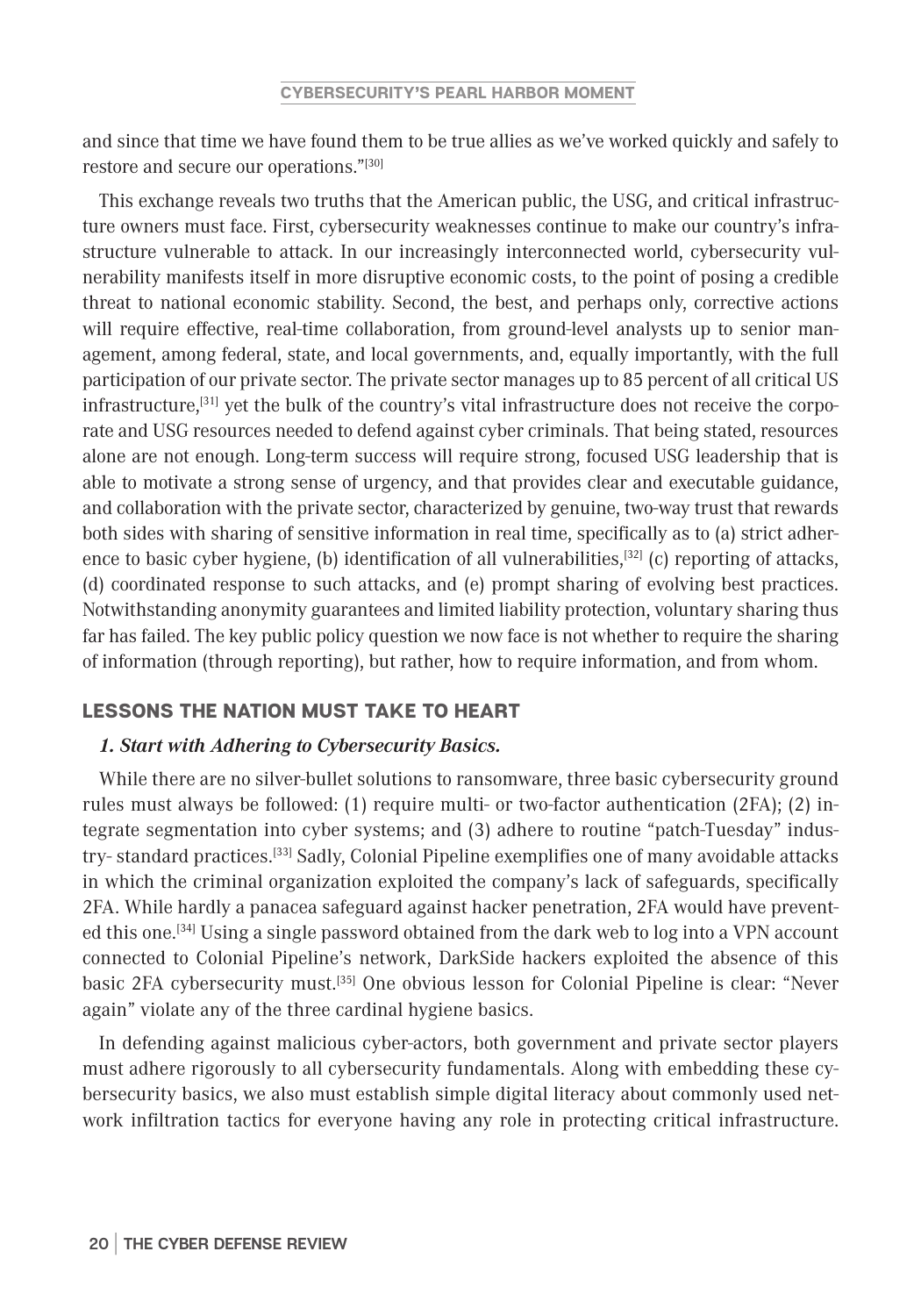and since that time we have found them to be true allies as we've worked quickly and safely to restore and secure our operations."[30]

This exchange reveals two truths that the American public, the USG, and critical infrastructure owners must face. First, cybersecurity weaknesses continue to make our country's infrastructure vulnerable to attack. In our increasingly interconnected world, cybersecurity vulnerability manifests itself in more disruptive economic costs, to the point of posing a credible threat to national economic stability. Second, the best, and perhaps only, corrective actions will require effective, real-time collaboration, from ground-level analysts up to senior management, among federal, state, and local governments, and, equally importantly, with the full participation of our private sector. The private sector manages up to 85 percent of all critical US infrastructure,[31] yet the bulk of the country's vital infrastructure does not receive the corporate and USG resources needed to defend against cyber criminals. That being stated, resources alone are not enough. Long-term success will require strong, focused USG leadership that is able to motivate a strong sense of urgency, and that provides clear and executable guidance, and collaboration with the private sector, characterized by genuine, two-way trust that rewards both sides with sharing of sensitive information in real time, specifically as to (a) strict adherence to basic cyber hygiene, (b) identification of all vulnerabilities,[32] (c) reporting of attacks, (d) coordinated response to such attacks, and (e) prompt sharing of evolving best practices. Notwithstanding anonymity guarantees and limited liability protection, voluntary sharing thus far has failed. The key public policy question we now face is not whether to require the sharing of information (through reporting), but rather, how to require information, and from whom.

## LESSONS THE NATION MUST TAKE TO HEART

### *1. Start with Adhering to Cybersecurity Basics.*

While there are no silver-bullet solutions to ransomware, three basic cybersecurity ground rules must always be followed: (1) require multi- or two-factor authentication (2FA); (2) integrate segmentation into cyber systems; and (3) adhere to routine "patch-Tuesday" industry- standard practices.[33] Sadly, Colonial Pipeline exemplifies one of many avoidable attacks in which the criminal organization exploited the company's lack of safeguards, specifically 2FA. While hardly a panacea safeguard against hacker penetration, 2FA would have prevented this one.[34] Using a single password obtained from the dark web to log into a VPN account connected to Colonial Pipeline's network, DarkSide hackers exploited the absence of this basic 2FA cybersecurity must.[35] One obvious lesson for Colonial Pipeline is clear: "Never again" violate any of the three cardinal hygiene basics.

In defending against malicious cyber-actors, both government and private sector players must adhere rigorously to all cybersecurity fundamentals. Along with embedding these cybersecurity basics, we also must establish simple digital literacy about commonly used network infiltration tactics for everyone having any role in protecting critical infrastructure.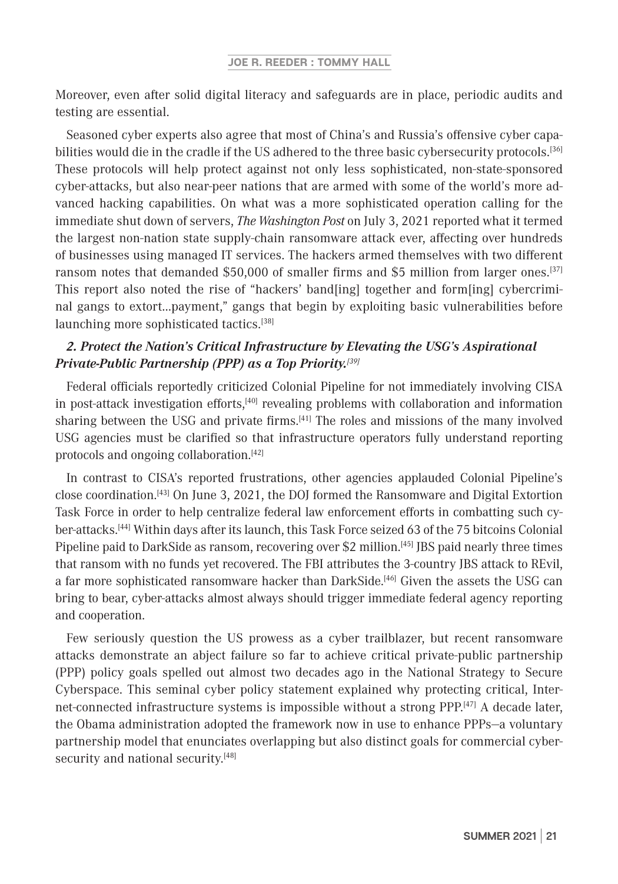Moreover, even after solid digital literacy and safeguards are in place, periodic audits and testing are essential.

Seasoned cyber experts also agree that most of China's and Russia's offensive cyber capabilities would die in the cradle if the US adhered to the three basic cybersecurity protocols.[36] These protocols will help protect against not only less sophisticated, non-state-sponsored cyber-attacks, but also near-peer nations that are armed with some of the world's more advanced hacking capabilities. On what was a more sophisticated operation calling for the immediate shut down of servers, *The Washington Post* on July 3, 2021 reported what it termed the largest non-nation state supply-chain ransomware attack ever, affecting over hundreds of businesses using managed IT services. The hackers armed themselves with two different ransom notes that demanded $50,000 of smaller firms and $5 million from larger ones.[37] This report also noted the rise of "hackers' band[ing] together and form[ing] cybercriminal gangs to extort...payment," gangs that begin by exploiting basic vulnerabilities before launching more sophisticated tactics.[38]

### *2. Protect the Nation's Critical Infrastructure by Elevating the USG's Aspirational Private-Public Partnership (PPP) as a Top Priority.*[39]

Federal officials reportedly criticized Colonial Pipeline for not immediately involving CISA in post-attack investigation efforts,[40] revealing problems with collaboration and information sharing between the USG and private firms.[41] The roles and missions of the many involved USG agencies must be clarified so that infrastructure operators fully understand reporting protocols and ongoing collaboration.[42]

In contrast to CISA's reported frustrations, other agencies applauded Colonial Pipeline's close coordination.[43] On June 3, 2021, the DOJ formed the Ransomware and Digital Extortion Task Force in order to help centralize federal law enforcement efforts in combatting such cyber-attacks.[44] Within days after its launch, this Task Force seized 63 of the 75 bitcoins Colonial Pipeline paid to DarkSide as ransom, recovering over $2 million.[45] JBS paid nearly three times that ransom with no funds yet recovered. The FBI attributes the 3-country JBS attack to REvil, a far more sophisticated ransomware hacker than DarkSide.[46] Given the assets the USG can bring to bear, cyber-attacks almost always should trigger immediate federal agency reporting and cooperation.

Few seriously question the US prowess as a cyber trailblazer, but recent ransomware attacks demonstrate an abject failure so far to achieve critical private-public partnership (PPP) policy goals spelled out almost two decades ago in the National Strategy to Secure Cyberspace. This seminal cyber policy statement explained why protecting critical, Internet-connected infrastructure systems is impossible without a strong PPP.[47] A decade later, the Obama administration adopted the framework now in use to enhance PPPs—a voluntary partnership model that enunciates overlapping but also distinct goals for commercial cybersecurity and national security.[48]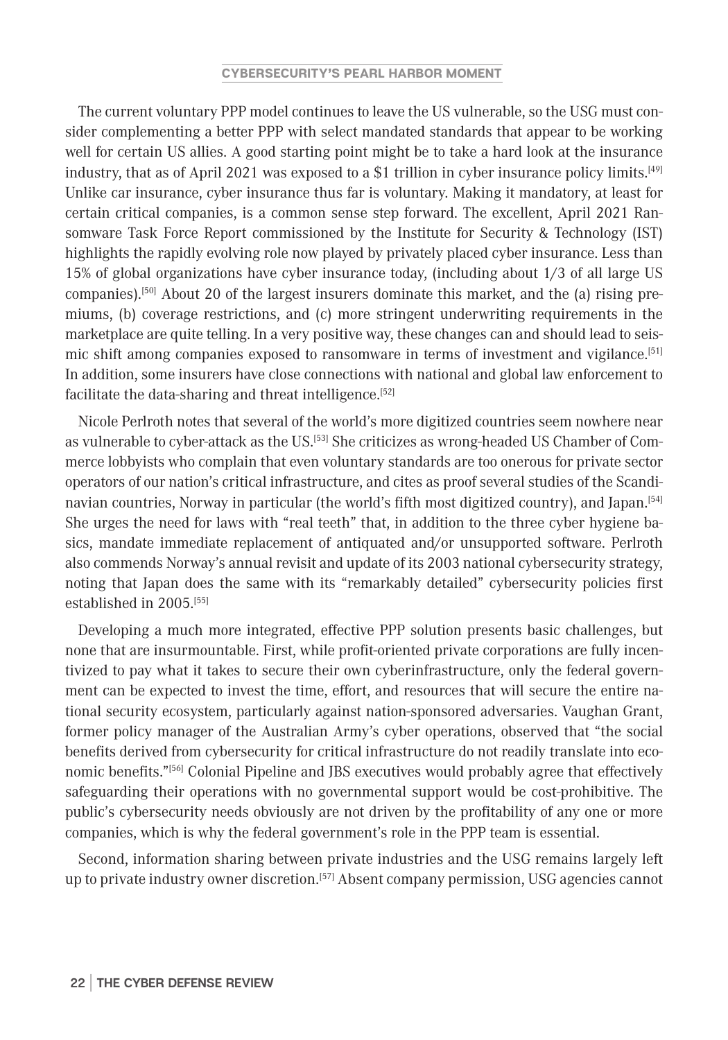The current voluntary PPP model continues to leave the US vulnerable, so the USG must consider complementing a better PPP with select mandated standards that appear to be working well for certain US allies. A good starting point might be to take a hard look at the insurance industry, that as of April 2021 was exposed to a $1 trillion in cyber insurance policy limits.[49] Unlike car insurance, cyber insurance thus far is voluntary. Making it mandatory, at least for certain critical companies, is a common sense step forward. The excellent, April 2021 Ransomware Task Force Report commissioned by the Institute for Security & Technology (IST) highlights the rapidly evolving role now played by privately placed cyber insurance. Less than 15% of global organizations have cyber insurance today, (including about 1/3 of all large US companies).[50] About 20 of the largest insurers dominate this market, and the (a) rising premiums, (b) coverage restrictions, and (c) more stringent underwriting requirements in the marketplace are quite telling. In a very positive way, these changes can and should lead to seismic shift among companies exposed to ransomware in terms of investment and vigilance.[51] In addition, some insurers have close connections with national and global law enforcement to facilitate the data-sharing and threat intelligence.[52]

Nicole Perlroth notes that several of the world's more digitized countries seem nowhere near as vulnerable to cyber-attack as the US.[53] She criticizes as wrong-headed US Chamber of Commerce lobbyists who complain that even voluntary standards are too onerous for private sector operators of our nation's critical infrastructure, and cites as proof several studies of the Scandinavian countries, Norway in particular (the world's fifth most digitized country), and Japan.[54] She urges the need for laws with "real teeth" that, in addition to the three cyber hygiene basics, mandate immediate replacement of antiquated and/or unsupported software. Perlroth also commends Norway's annual revisit and update of its 2003 national cybersecurity strategy, noting that Japan does the same with its "remarkably detailed" cybersecurity policies first established in 2005.[55]

Developing a much more integrated, effective PPP solution presents basic challenges, but none that are insurmountable. First, while profit-oriented private corporations are fully incentivized to pay what it takes to secure their own cyberinfrastructure, only the federal government can be expected to invest the time, effort, and resources that will secure the entire national security ecosystem, particularly against nation-sponsored adversaries. Vaughan Grant, former policy manager of the Australian Army's cyber operations, observed that "the social benefits derived from cybersecurity for critical infrastructure do not readily translate into economic benefits."[56] Colonial Pipeline and JBS executives would probably agree that effectively safeguarding their operations with no governmental support would be cost-prohibitive. The public's cybersecurity needs obviously are not driven by the profitability of any one or more companies, which is why the federal government's role in the PPP team is essential.

Second, information sharing between private industries and the USG remains largely left up to private industry owner discretion.[57] Absent company permission, USG agencies cannot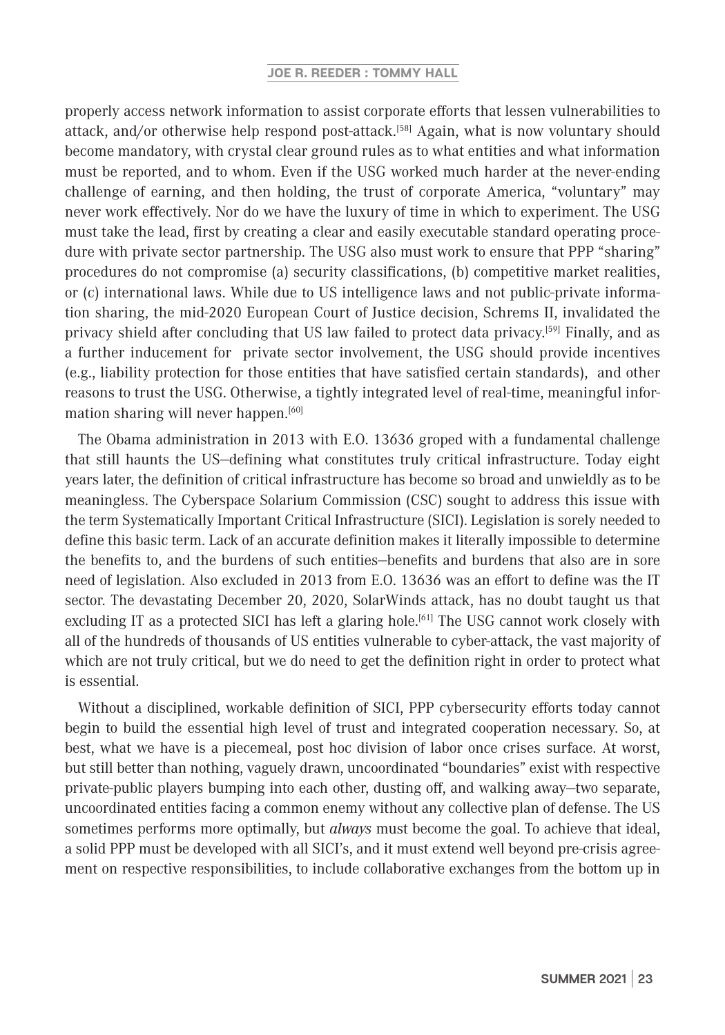properly access network information to assist corporate efforts that lessen vulnerabilities to attack, and/or otherwise help respond post-attack.[58] Again, what is now voluntary should become mandatory, with crystal clear ground rules as to what entities and what information must be reported, and to whom. Even if the USG worked much harder at the never-ending challenge of earning, and then holding, the trust of corporate America, "voluntary" may never work effectively. Nor do we have the luxury of time in which to experiment. The USG must take the lead, first by creating a clear and easily executable standard operating procedure with private sector partnership. The USG also must work to ensure that PPP "sharing" procedures do not compromise (a) security classifications, (b) competitive market realities, or (c) international laws. While due to US intelligence laws and not public-private information sharing, the mid-2020 European Court of Justice decision, Schrems II, invalidated the privacy shield after concluding that US law failed to protect data privacy.[59] Finally, and as a further inducement for private sector involvement, the USG should provide incentives (e.g., liability protection for those entities that have satisfied certain standards), and other reasons to trust the USG. Otherwise, a tightly integrated level of real-time, meaningful information sharing will never happen.[60]

The Obama administration in 2013 with E.O. 13636 groped with a fundamental challenge that still haunts the US—defining what constitutes truly critical infrastructure. Today eight years later, the definition of critical infrastructure has become so broad and unwieldly as to be meaningless. The Cyberspace Solarium Commission (CSC) sought to address this issue with the term Systematically Important Critical Infrastructure (SICI). Legislation is sorely needed to define this basic term. Lack of an accurate definition makes it literally impossible to determine the benefits to, and the burdens of such entities—benefits and burdens that also are in sore need of legislation. Also excluded in 2013 from E.O. 13636 was an effort to define was the IT sector. The devastating December 20, 2020, SolarWinds attack, has no doubt taught us that excluding IT as a protected SICI has left a glaring hole.[61] The USG cannot work closely with all of the hundreds of thousands of US entities vulnerable to cyber-attack, the vast majority of which are not truly critical, but we do need to get the definition right in order to protect what is essential.

Without a disciplined, workable definition of SICI, PPP cybersecurity efforts today cannot begin to build the essential high level of trust and integrated cooperation necessary. So, at best, what we have is a piecemeal, post hoc division of labor once crises surface. At worst, but still better than nothing, vaguely drawn, uncoordinated "boundaries" exist with respective private-public players bumping into each other, dusting off, and walking away—two separate, uncoordinated entities facing a common enemy without any collective plan of defense. The US sometimes performs more optimally, but *always* must become the goal. To achieve that ideal, a solid PPP must be developed with all SICI's, and it must extend well beyond pre-crisis agreement on respective responsibilities, to include collaborative exchanges from the bottom up in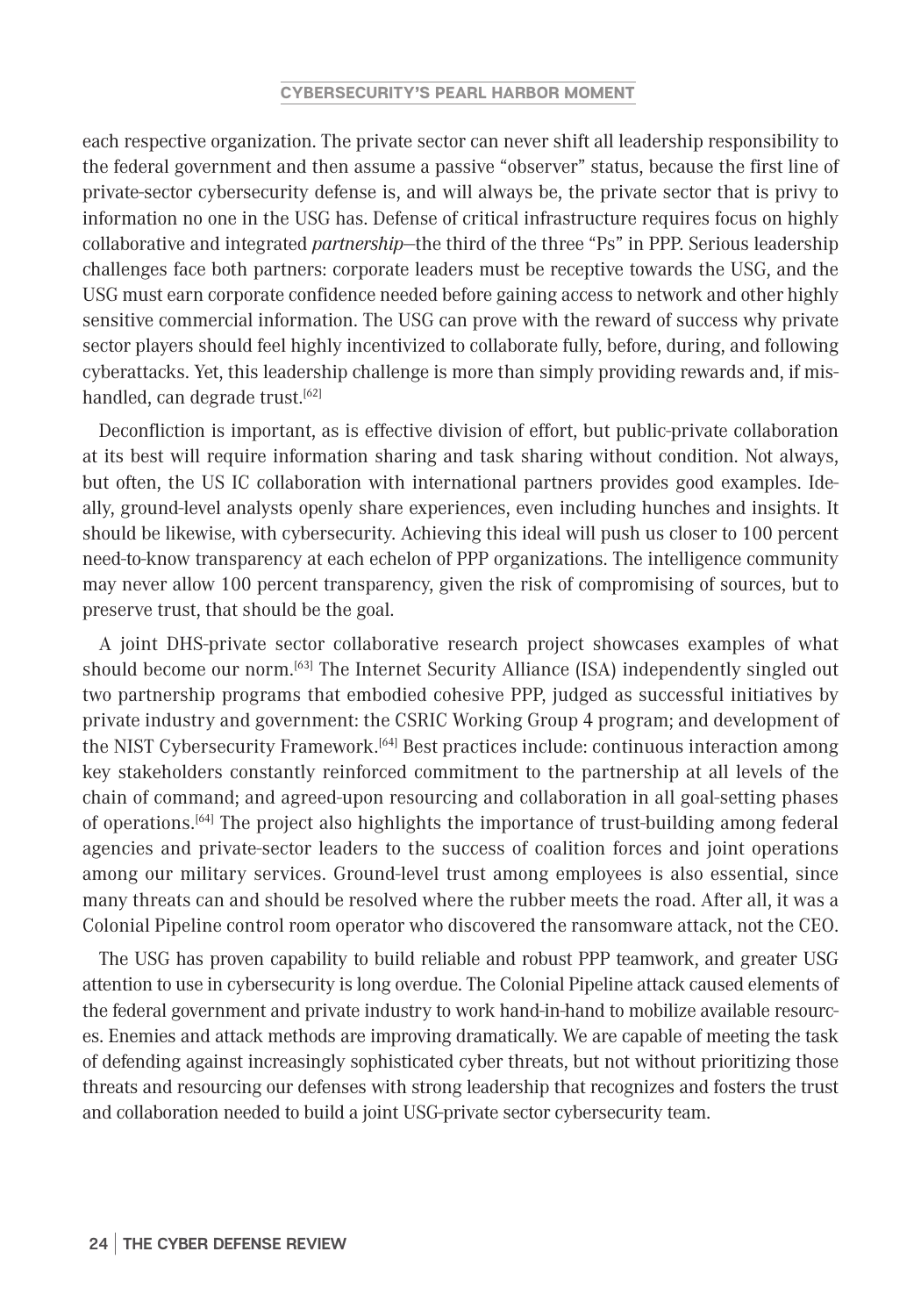each respective organization. The private sector can never shift all leadership responsibility to the federal government and then assume a passive "observer" status, because the first line of private-sector cybersecurity defense is, and will always be, the private sector that is privy to information no one in the USG has. Defense of critical infrastructure requires focus on highly collaborative and integrated *partnership*—the third of the three "Ps" in PPP. Serious leadership challenges face both partners: corporate leaders must be receptive towards the USG, and the USG must earn corporate confidence needed before gaining access to network and other highly sensitive commercial information. The USG can prove with the reward of success why private sector players should feel highly incentivized to collaborate fully, before, during, and following cyberattacks. Yet, this leadership challenge is more than simply providing rewards and, if mishandled, can degrade trust.[62]

Deconfliction is important, as is effective division of effort, but public-private collaboration at its best will require information sharing and task sharing without condition. Not always, but often, the US IC collaboration with international partners provides good examples. Ideally, ground-level analysts openly share experiences, even including hunches and insights. It should be likewise, with cybersecurity. Achieving this ideal will push us closer to 100 percent need-to-know transparency at each echelon of PPP organizations. The intelligence community may never allow 100 percent transparency, given the risk of compromising of sources, but to preserve trust, that should be the goal.

A joint DHS-private sector collaborative research project showcases examples of what should become our norm.[63] The Internet Security Alliance (ISA) independently singled out two partnership programs that embodied cohesive PPP, judged as successful initiatives by private industry and government: the CSRIC Working Group 4 program; and development of the NIST Cybersecurity Framework.[64] Best practices include: continuous interaction among key stakeholders constantly reinforced commitment to the partnership at all levels of the chain of command; and agreed-upon resourcing and collaboration in all goal-setting phases of operations.[64] The project also highlights the importance of trust-building among federal agencies and private-sector leaders to the success of coalition forces and joint operations among our military services. Ground-level trust among employees is also essential, since many threats can and should be resolved where the rubber meets the road. After all, it was a Colonial Pipeline control room operator who discovered the ransomware attack, not the CEO.

The USG has proven capability to build reliable and robust PPP teamwork, and greater USG attention to use in cybersecurity is long overdue. The Colonial Pipeline attack caused elements of the federal government and private industry to work hand-in-hand to mobilize available resources. Enemies and attack methods are improving dramatically. We are capable of meeting the task of defending against increasingly sophisticated cyber threats, but not without prioritizing those threats and resourcing our defenses with strong leadership that recognizes and fosters the trust and collaboration needed to build a joint USG-private sector cybersecurity team.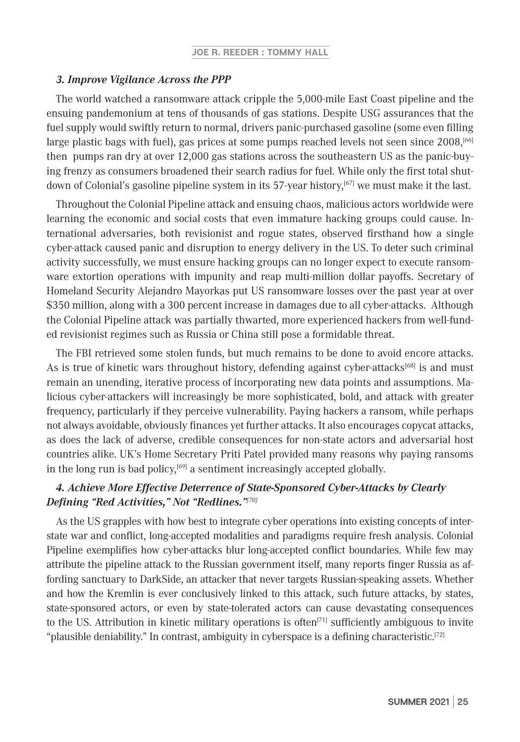### *3. Improve Vigilance Across the PPP*

The world watched a ransomware attack cripple the 5,000-mile East Coast pipeline and the ensuing pandemonium at tens of thousands of gas stations. Despite USG assurances that the fuel supply would swiftly return to normal, drivers panic-purchased gasoline (some even filling large plastic bags with fuel), gas prices at some pumps reached levels not seen since 2008,[66] then pumps ran dry at over 12,000 gas stations across the southeastern US as the panic-buying frenzy as consumers broadened their search radius for fuel. While only the first total shutdown of Colonial's gasoline pipeline system in its 57-year history,[67] we must make it the last.

Throughout the Colonial Pipeline attack and ensuing chaos, malicious actors worldwide were learning the economic and social costs that even immature hacking groups could cause. International adversaries, both revisionist and rogue states, observed firsthand how a single cyber-attack caused panic and disruption to energy delivery in the US. To deter such criminal activity successfully, we must ensure hacking groups can no longer expect to execute ransomware extortion operations with impunity and reap multi-million dollar payoffs. Secretary of Homeland Security Alejandro Mayorkas put US ransomware losses over the past year at over $350 million, along with a 300 percent increase in damages due to all cyber-attacks. Although the Colonial Pipeline attack was partially thwarted, more experienced hackers from well-funded revisionist regimes such as Russia or China still pose a formidable threat.

The FBI retrieved some stolen funds, but much remains to be done to avoid encore attacks. As is true of kinetic wars throughout history, defending against cyber-attacks[68] is and must remain an unending, iterative process of incorporating new data points and assumptions. Malicious cyber-attackers will increasingly be more sophisticated, bold, and attack with greater frequency, particularly if they perceive vulnerability. Paying hackers a ransom, while perhaps not always avoidable, obviously finances yet further attacks. It also encourages copycat attacks, as does the lack of adverse, credible consequences for non-state actors and adversarial host countries alike. UK's Home Secretary Priti Patel provided many reasons why paying ransoms in the long run is bad policy,[69] a sentiment increasingly accepted globally.

### *4. Achieve More Effective Deterrence of State-Sponsored Cyber-Attacks by Clearly Defining "Red Activities," Not "Redlines."*[70]

As the US grapples with how best to integrate cyber operations into existing concepts of interstate war and conflict, long-accepted modalities and paradigms require fresh analysis. Colonial Pipeline exemplifies how cyber-attacks blur long-accepted conflict boundaries. While few may attribute the pipeline attack to the Russian government itself, many reports finger Russia as affording sanctuary to DarkSide, an attacker that never targets Russian-speaking assets. Whether and how the Kremlin is ever conclusively linked to this attack, such future attacks, by states, state-sponsored actors, or even by state-tolerated actors can cause devastating consequences to the US. Attribution in kinetic military operations is often[71] sufficiently ambiguous to invite "plausible deniability." In contrast, ambiguity in cyberspace is a defining characteristic.[72]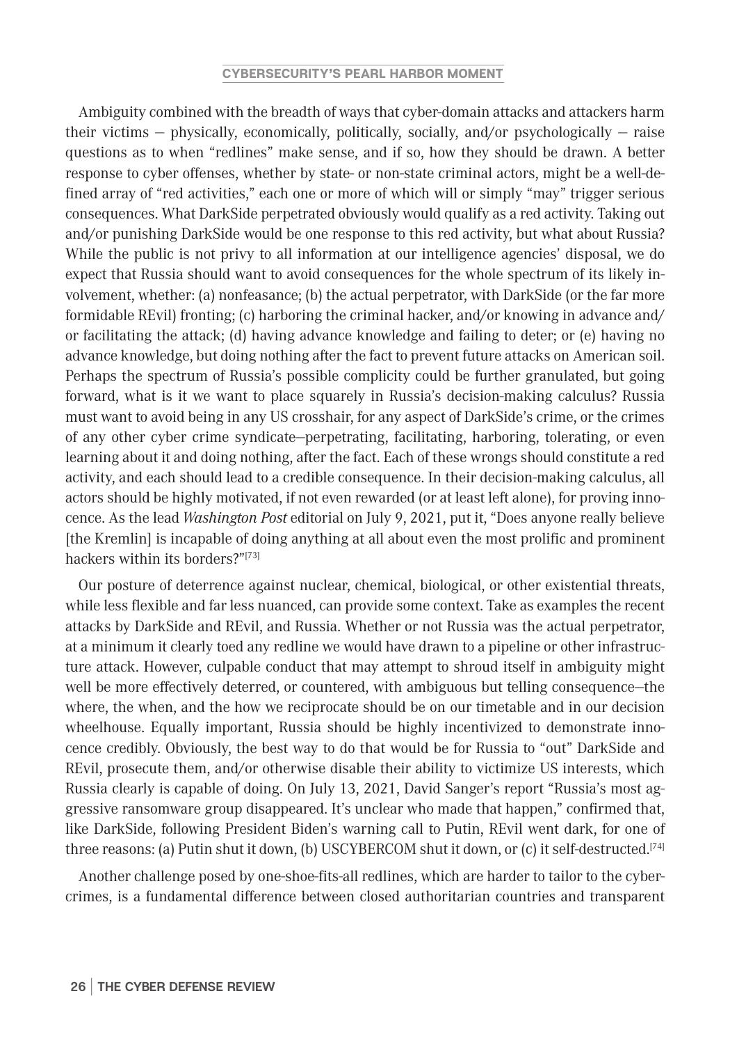Ambiguity combined with the breadth of ways that cyber-domain attacks and attackers harm their victims – physically, economically, politically, socially, and/or psychologically – raise questions as to when "redlines" make sense, and if so, how they should be drawn. A better response to cyber offenses, whether by state- or non-state criminal actors, might be a well-defined array of "red activities," each one or more of which will or simply "may" trigger serious consequences. What DarkSide perpetrated obviously would qualify as a red activity. Taking out and/or punishing DarkSide would be one response to this red activity, but what about Russia? While the public is not privy to all information at our intelligence agencies' disposal, we do expect that Russia should want to avoid consequences for the whole spectrum of its likely involvement, whether: (a) nonfeasance; (b) the actual perpetrator, with DarkSide (or the far more formidable REvil) fronting; (c) harboring the criminal hacker, and/or knowing in advance and/or facilitating the attack; (d) having advance knowledge and failing to deter; or (e) having no advance knowledge, but doing nothing after the fact to prevent future attacks on American soil. Perhaps the spectrum of Russia's possible complicity could be further granulated, but going forward, what is it we want to place squarely in Russia's decision-making calculus? Russia must want to avoid being in any US crosshair, for any aspect of DarkSide's crime, or the crimes of any other cyber crime syndicate—perpetrating, facilitating, harboring, tolerating, or even learning about it and doing nothing, after the fact. Each of these wrongs should constitute a red activity, and each should lead to a credible consequence. In their decision-making calculus, all actors should be highly motivated, if not even rewarded (or at least left alone), for proving innocence. As the lead *Washington Post* editorial on July 9, 2021, put it, "Does anyone really believe [the Kremlin] is incapable of doing anything at all about even the most prolific and prominent hackers within its borders?"[73]

Our posture of deterrence against nuclear, chemical, biological, or other existential threats, while less flexible and far less nuanced, can provide some context. Take as examples the recent attacks by DarkSide and REvil, and Russia. Whether or not Russia was the actual perpetrator, at a minimum it clearly toed any redline we would have drawn to a pipeline or other infrastructure attack. However, culpable conduct that may attempt to shroud itself in ambiguity might well be more effectively deterred, or countered, with ambiguous but telling consequence—the where, the when, and the how we reciprocate should be on our timetable and in our decision wheelhouse. Equally important, Russia should be highly incentivized to demonstrate innocence credibly. Obviously, the best way to do that would be for Russia to "out" DarkSide and REvil, prosecute them, and/or otherwise disable their ability to victimize US interests, which Russia clearly is capable of doing. On July 13, 2021, David Sanger's report "Russia's most aggressive ransomware group disappeared. It's unclear who made that happen," confirmed that, like DarkSide, following President Biden's warning call to Putin, REvil went dark, for one of three reasons: (a) Putin shut it down, (b) USCYBERCOM shut it down, or (c) it self-destructed.[74]

Another challenge posed by one-shoe-fits-all redlines, which are harder to tailor to the cybercrimes, is a fundamental difference between closed authoritarian countries and transparent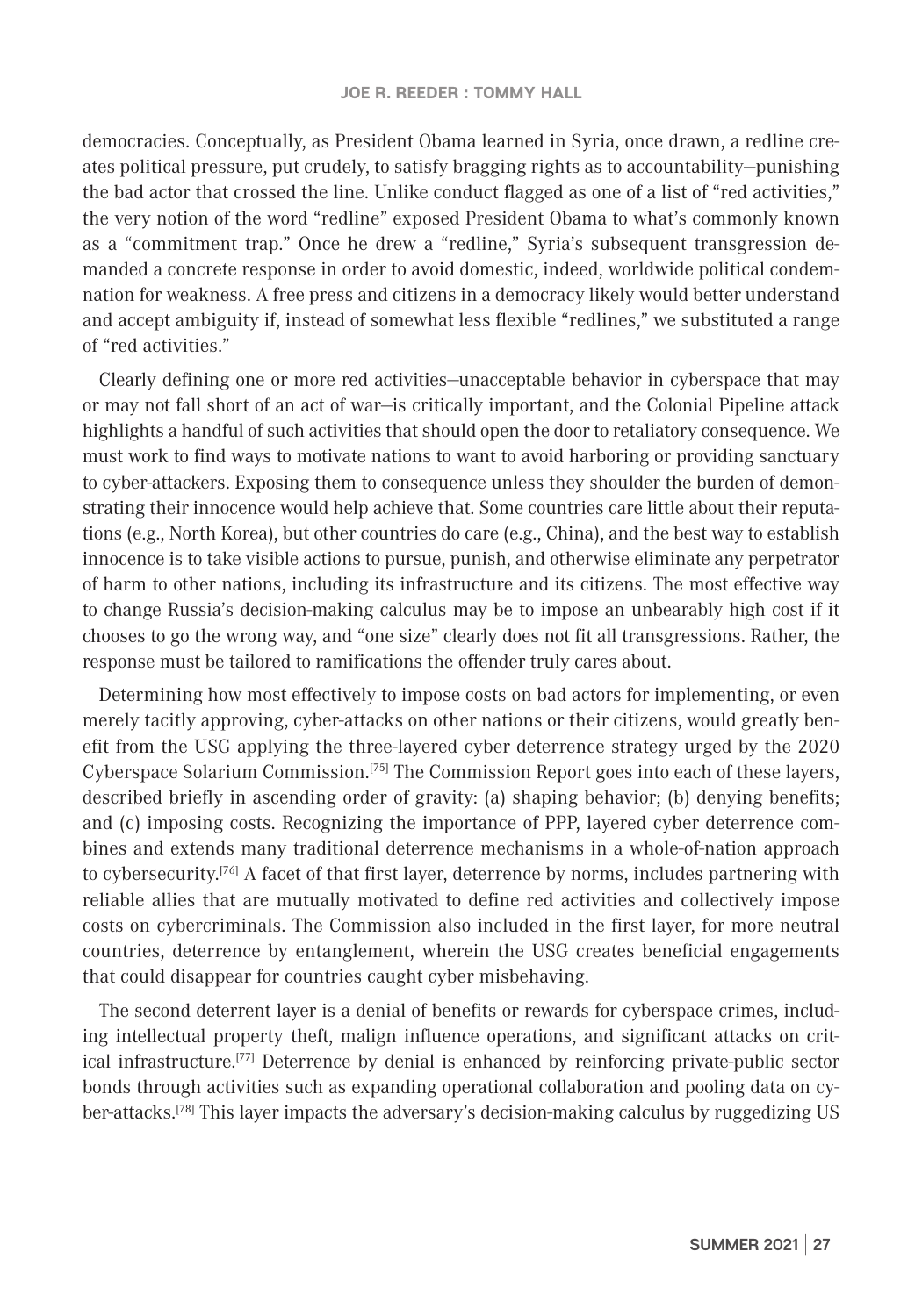democracies. Conceptually, as President Obama learned in Syria, once drawn, a redline creates political pressure, put crudely, to satisfy bragging rights as to accountability—punishing the bad actor that crossed the line. Unlike conduct flagged as one of a list of "red activities," the very notion of the word "redline" exposed President Obama to what's commonly known as a "commitment trap." Once he drew a "redline," Syria's subsequent transgression demanded a concrete response in order to avoid domestic, indeed, worldwide political condemnation for weakness. A free press and citizens in a democracy likely would better understand and accept ambiguity if, instead of somewhat less flexible "redlines," we substituted a range of "red activities."

Clearly defining one or more red activities—unacceptable behavior in cyberspace that may or may not fall short of an act of war—is critically important, and the Colonial Pipeline attack highlights a handful of such activities that should open the door to retaliatory consequence. We must work to find ways to motivate nations to want to avoid harboring or providing sanctuary to cyber-attackers. Exposing them to consequence unless they shoulder the burden of demonstrating their innocence would help achieve that. Some countries care little about their reputations (e.g., North Korea), but other countries do care (e.g., China), and the best way to establish innocence is to take visible actions to pursue, punish, and otherwise eliminate any perpetrator of harm to other nations, including its infrastructure and its citizens. The most effective way to change Russia's decision-making calculus may be to impose an unbearably high cost if it chooses to go the wrong way, and "one size" clearly does not fit all transgressions. Rather, the response must be tailored to ramifications the offender truly cares about.

Determining how most effectively to impose costs on bad actors for implementing, or even merely tacitly approving, cyber-attacks on other nations or their citizens, would greatly benefit from the USG applying the three-layered cyber deterrence strategy urged by the 2020 Cyberspace Solarium Commission.[75] The Commission Report goes into each of these layers, described briefly in ascending order of gravity: (a) shaping behavior; (b) denying benefits; and (c) imposing costs. Recognizing the importance of PPP, layered cyber deterrence combines and extends many traditional deterrence mechanisms in a whole-of-nation approach to cybersecurity.[76] A facet of that first layer, deterrence by norms, includes partnering with reliable allies that are mutually motivated to define red activities and collectively impose costs on cybercriminals. The Commission also included in the first layer, for more neutral countries, deterrence by entanglement, wherein the USG creates beneficial engagements that could disappear for countries caught cyber misbehaving.

The second deterrent layer is a denial of benefits or rewards for cyberspace crimes, including intellectual property theft, malign influence operations, and significant attacks on critical infrastructure.[77] Deterrence by denial is enhanced by reinforcing private-public sector bonds through activities such as expanding operational collaboration and pooling data on cyber-attacks.[78] This layer impacts the adversary's decision-making calculus by ruggedizing US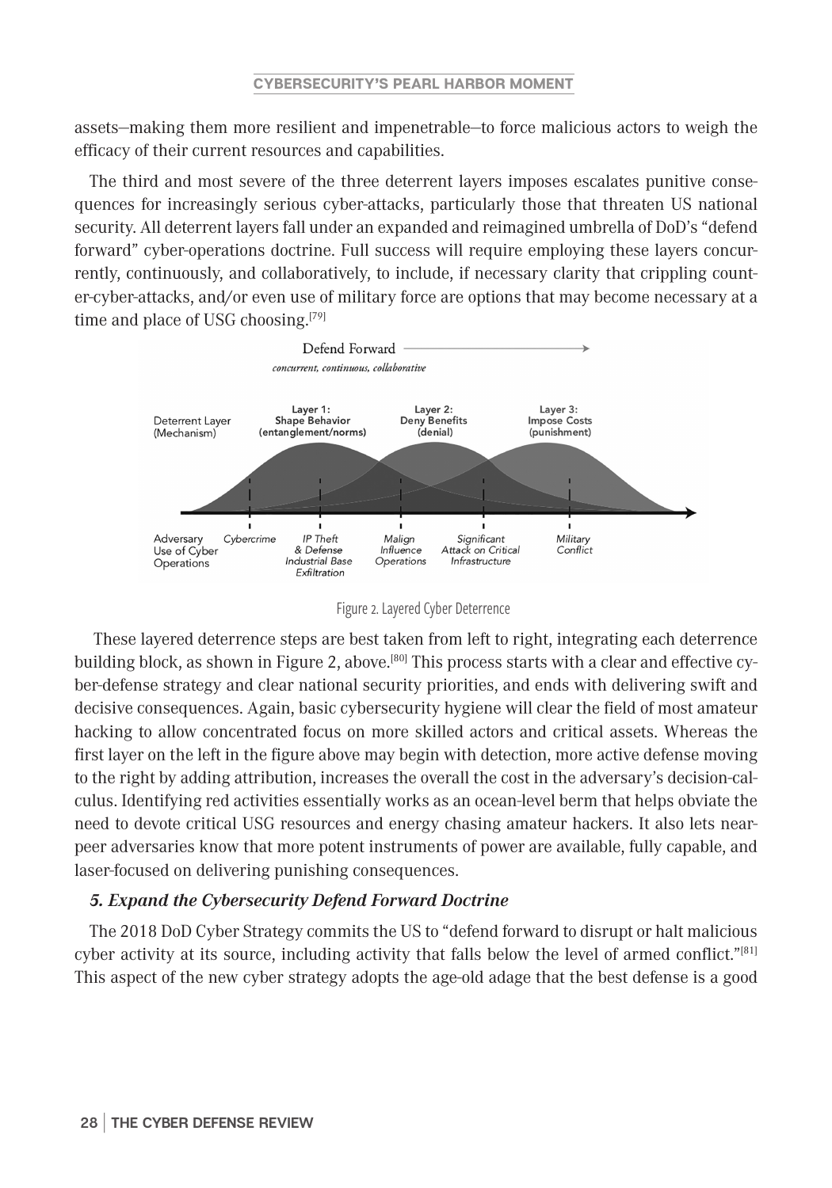assets—making them more resilient and impenetrable—to force malicious actors to weigh the efficacy of their current resources and capabilities.

The third and most severe of the three deterrent layers imposes escalates punitive consequences for increasingly serious cyber-attacks, particularly those that threaten US national security. All deterrent layers fall under an expanded and reimagined umbrella of DoD's "defend forward" cyber-operations doctrine. Full success will require employing these layers concurrently, continuously, and collaboratively, to include, if necessary clarity that crippling counter-cyber-attacks, and/or even use of military force are options that may become necessary at a time and place of USG choosing.[79]

Defend Forward
*concurrent, continuous, collaborative*

Deterrent Layer (Mechanism) — Layer 1: Shape Behavior (entanglement/norms); Layer 2: Deny Benefits (denial); Layer 3: Impose Costs (punishment)

Adversary Use of Cyber Operations — *Cybercrime*; *IP Theft & Defense Industrial Base Exfiltration*; *Malign Influence Operations*; *Significant Attack on Critical Infrastructure*; *Military Conflict*

Figure 2. Layered Cyber Deterrence

These layered deterrence steps are best taken from left to right, integrating each deterrence building block, as shown in Figure 2, above.[80] This process starts with a clear and effective cyber-defense strategy and clear national security priorities, and ends with delivering swift and decisive consequences. Again, basic cybersecurity hygiene will clear the field of most amateur hacking to allow concentrated focus on more skilled actors and critical assets. Whereas the first layer on the left in the figure above may begin with detection, more active defense moving to the right by adding attribution, increases the overall the cost in the adversary's decision-calculus. Identifying red activities essentially works as an ocean-level berm that helps obviate the need to devote critical USG resources and energy chasing amateur hackers. It also lets near-peer adversaries know that more potent instruments of power are available, fully capable, and laser-focused on delivering punishing consequences.

### *5. Expand the Cybersecurity Defend Forward Doctrine*

The 2018 DoD Cyber Strategy commits the US to "defend forward to disrupt or halt malicious cyber activity at its source, including activity that falls below the level of armed conflict."[81] This aspect of the new cyber strategy adopts the age-old adage that the best defense is a good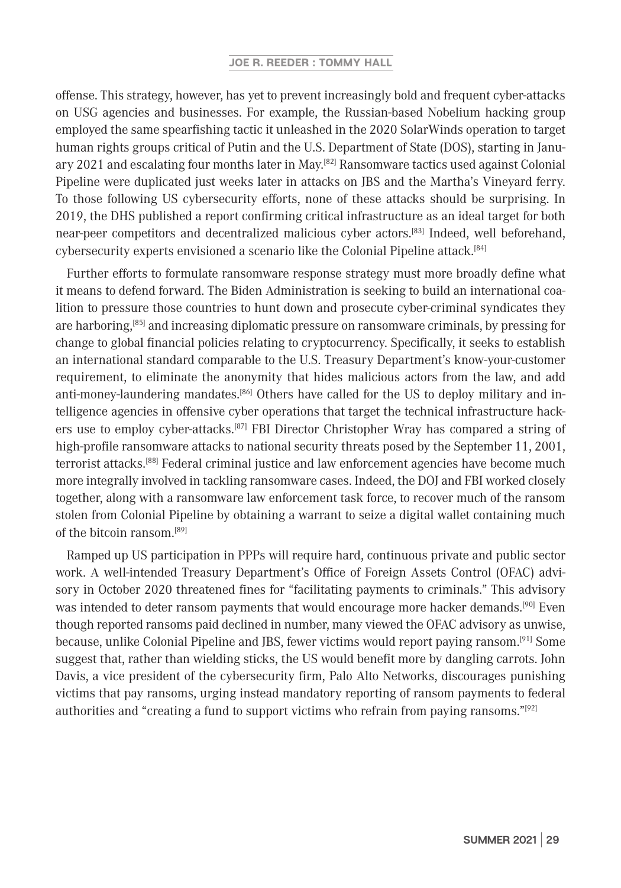offense. This strategy, however, has yet to prevent increasingly bold and frequent cyber-attacks on USG agencies and businesses. For example, the Russian-based Nobelium hacking group employed the same spearfishing tactic it unleashed in the 2020 SolarWinds operation to target human rights groups critical of Putin and the U.S. Department of State (DOS), starting in January 2021 and escalating four months later in May.[82] Ransomware tactics used against Colonial Pipeline were duplicated just weeks later in attacks on JBS and the Martha's Vineyard ferry. To those following US cybersecurity efforts, none of these attacks should be surprising. In 2019, the DHS published a report confirming critical infrastructure as an ideal target for both near-peer competitors and decentralized malicious cyber actors.[83] Indeed, well beforehand, cybersecurity experts envisioned a scenario like the Colonial Pipeline attack.[84]

Further efforts to formulate ransomware response strategy must more broadly define what it means to defend forward. The Biden Administration is seeking to build an international coalition to pressure those countries to hunt down and prosecute cyber-criminal syndicates they are harboring,[85] and increasing diplomatic pressure on ransomware criminals, by pressing for change to global financial policies relating to cryptocurrency. Specifically, it seeks to establish an international standard comparable to the U.S. Treasury Department's know-your-customer requirement, to eliminate the anonymity that hides malicious actors from the law, and add anti-money-laundering mandates.[86] Others have called for the US to deploy military and intelligence agencies in offensive cyber operations that target the technical infrastructure hackers use to employ cyber-attacks.[87] FBI Director Christopher Wray has compared a string of high-profile ransomware attacks to national security threats posed by the September 11, 2001, terrorist attacks.[88] Federal criminal justice and law enforcement agencies have become much more integrally involved in tackling ransomware cases. Indeed, the DOJ and FBI worked closely together, along with a ransomware law enforcement task force, to recover much of the ransom stolen from Colonial Pipeline by obtaining a warrant to seize a digital wallet containing much of the bitcoin ransom.[89]

Ramped up US participation in PPPs will require hard, continuous private and public sector work. A well-intended Treasury Department's Office of Foreign Assets Control (OFAC) advisory in October 2020 threatened fines for "facilitating payments to criminals." This advisory was intended to deter ransom payments that would encourage more hacker demands.[90] Even though reported ransoms paid declined in number, many viewed the OFAC advisory as unwise, because, unlike Colonial Pipeline and JBS, fewer victims would report paying ransom.[91] Some suggest that, rather than wielding sticks, the US would benefit more by dangling carrots. John Davis, a vice president of the cybersecurity firm, Palo Alto Networks, discourages punishing victims that pay ransoms, urging instead mandatory reporting of ransom payments to federal authorities and "creating a fund to support victims who refrain from paying ransoms."[92]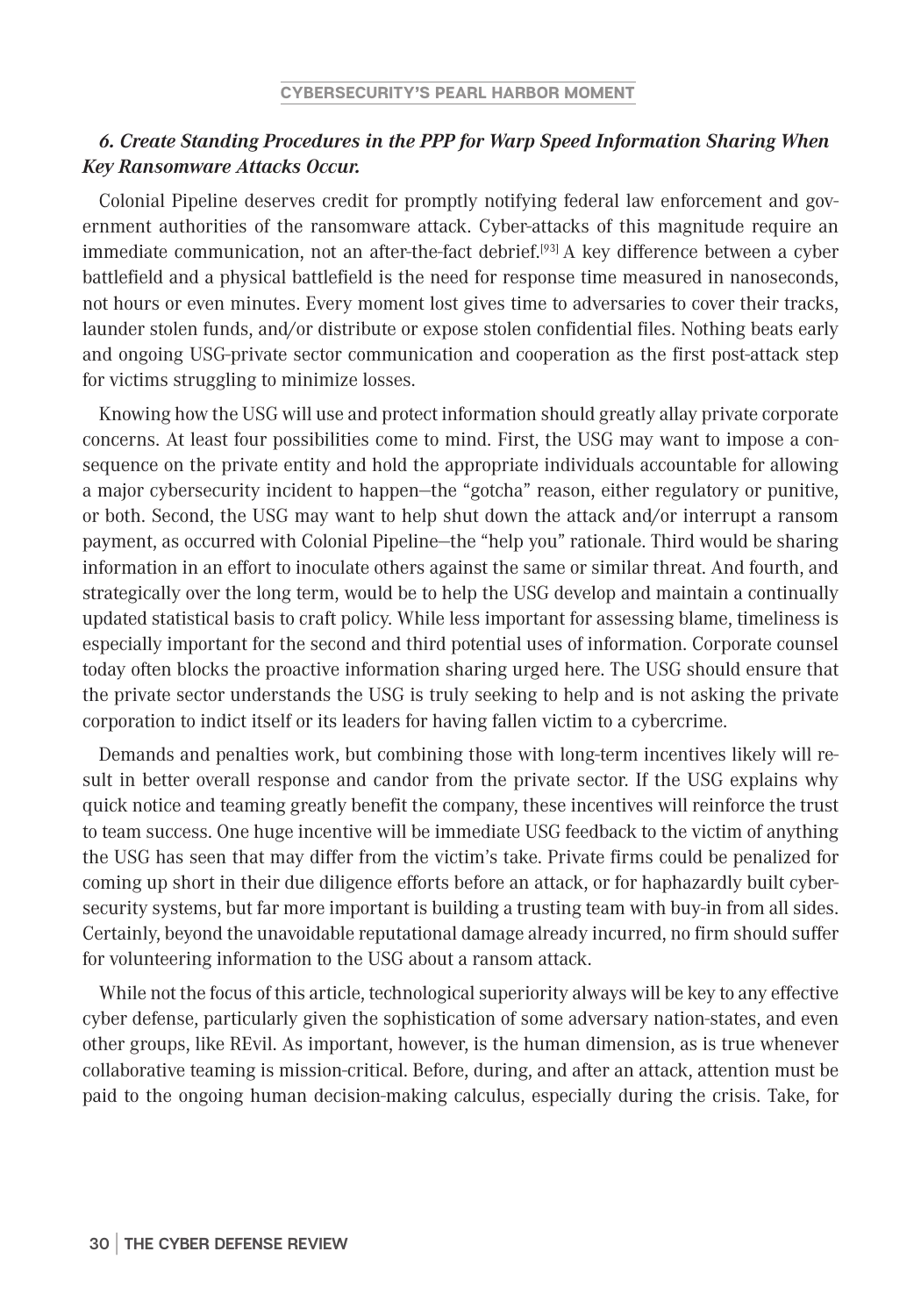### *6. Create Standing Procedures in the PPP for Warp Speed Information Sharing When Key Ransomware Attacks Occur.*

Colonial Pipeline deserves credit for promptly notifying federal law enforcement and government authorities of the ransomware attack. Cyber-attacks of this magnitude require an immediate communication, not an after-the-fact debrief.[93] A key difference between a cyber battlefield and a physical battlefield is the need for response time measured in nanoseconds, not hours or even minutes. Every moment lost gives time to adversaries to cover their tracks, launder stolen funds, and/or distribute or expose stolen confidential files. Nothing beats early and ongoing USG-private sector communication and cooperation as the first post-attack step for victims struggling to minimize losses.

Knowing how the USG will use and protect information should greatly allay private corporate concerns. At least four possibilities come to mind. First, the USG may want to impose a consequence on the private entity and hold the appropriate individuals accountable for allowing a major cybersecurity incident to happen—the "gotcha" reason, either regulatory or punitive, or both. Second, the USG may want to help shut down the attack and/or interrupt a ransom payment, as occurred with Colonial Pipeline—the "help you" rationale. Third would be sharing information in an effort to inoculate others against the same or similar threat. And fourth, and strategically over the long term, would be to help the USG develop and maintain a continually updated statistical basis to craft policy. While less important for assessing blame, timeliness is especially important for the second and third potential uses of information. Corporate counsel today often blocks the proactive information sharing urged here. The USG should ensure that the private sector understands the USG is truly seeking to help and is not asking the private corporation to indict itself or its leaders for having fallen victim to a cybercrime.

Demands and penalties work, but combining those with long-term incentives likely will result in better overall response and candor from the private sector. If the USG explains why quick notice and teaming greatly benefit the company, these incentives will reinforce the trust to team success. One huge incentive will be immediate USG feedback to the victim of anything the USG has seen that may differ from the victim's take. Private firms could be penalized for coming up short in their due diligence efforts before an attack, or for haphazardly built cybersecurity systems, but far more important is building a trusting team with buy-in from all sides. Certainly, beyond the unavoidable reputational damage already incurred, no firm should suffer for volunteering information to the USG about a ransom attack.

While not the focus of this article, technological superiority always will be key to any effective cyber defense, particularly given the sophistication of some adversary nation-states, and even other groups, like REvil. As important, however, is the human dimension, as is true whenever collaborative teaming is mission-critical. Before, during, and after an attack, attention must be paid to the ongoing human decision-making calculus, especially during the crisis. Take, for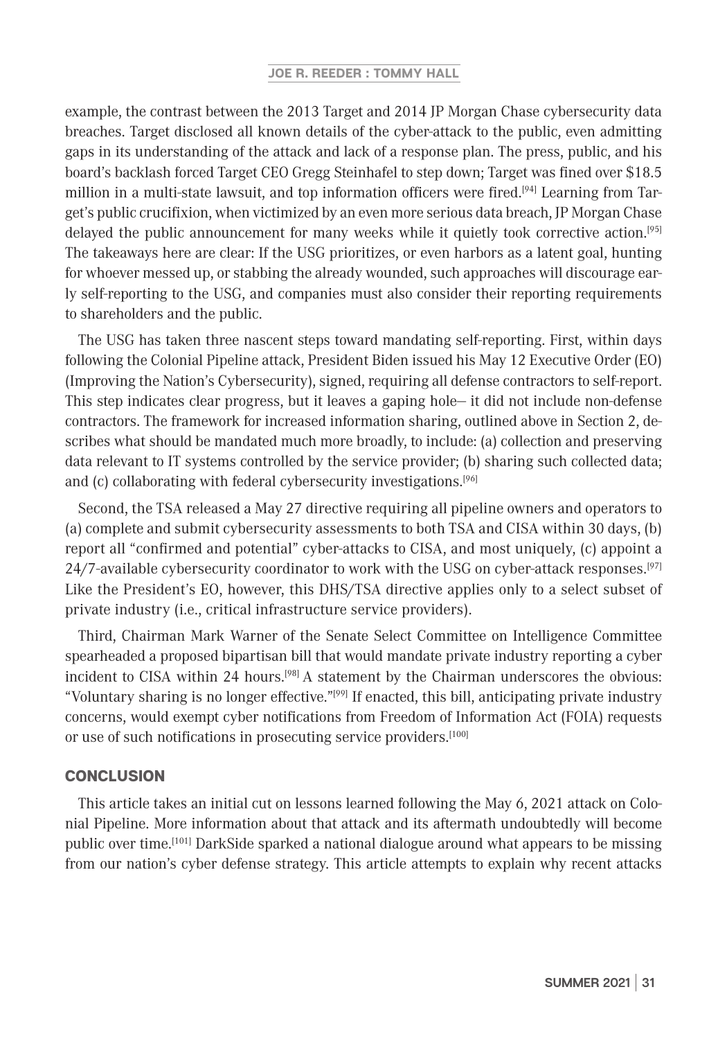example, the contrast between the 2013 Target and 2014 JP Morgan Chase cybersecurity data breaches. Target disclosed all known details of the cyber-attack to the public, even admitting gaps in its understanding of the attack and lack of a response plan. The press, public, and his board's backlash forced Target CEO Gregg Steinhafel to step down; Target was fined over $18.5 million in a multi-state lawsuit, and top information officers were fired.[94] Learning from Target's public crucifixion, when victimized by an even more serious data breach, JP Morgan Chase delayed the public announcement for many weeks while it quietly took corrective action.[95] The takeaways here are clear: If the USG prioritizes, or even harbors as a latent goal, hunting for whoever messed up, or stabbing the already wounded, such approaches will discourage early self-reporting to the USG, and companies must also consider their reporting requirements to shareholders and the public.

The USG has taken three nascent steps toward mandating self-reporting. First, within days following the Colonial Pipeline attack, President Biden issued his May 12 Executive Order (EO) (Improving the Nation's Cybersecurity), signed, requiring all defense contractors to self-report. This step indicates clear progress, but it leaves a gaping hole— it did not include non-defense contractors. The framework for increased information sharing, outlined above in Section 2, describes what should be mandated much more broadly, to include: (a) collection and preserving data relevant to IT systems controlled by the service provider; (b) sharing such collected data; and (c) collaborating with federal cybersecurity investigations.[96]

Second, the TSA released a May 27 directive requiring all pipeline owners and operators to (a) complete and submit cybersecurity assessments to both TSA and CISA within 30 days, (b) report all "confirmed and potential" cyber-attacks to CISA, and most uniquely, (c) appoint a 24/7-available cybersecurity coordinator to work with the USG on cyber-attack responses.[97] Like the President's EO, however, this DHS/TSA directive applies only to a select subset of private industry (i.e., critical infrastructure service providers).

Third, Chairman Mark Warner of the Senate Select Committee on Intelligence Committee spearheaded a proposed bipartisan bill that would mandate private industry reporting a cyber incident to CISA within 24 hours.[98] A statement by the Chairman underscores the obvious: "Voluntary sharing is no longer effective."[99] If enacted, this bill, anticipating private industry concerns, would exempt cyber notifications from Freedom of Information Act (FOIA) requests or use of such notifications in prosecuting service providers.[100]

## CONCLUSION

This article takes an initial cut on lessons learned following the May 6, 2021 attack on Colonial Pipeline. More information about that attack and its aftermath undoubtedly will become public over time.[101] DarkSide sparked a national dialogue around what appears to be missing from our nation's cyber defense strategy. This article attempts to explain why recent attacks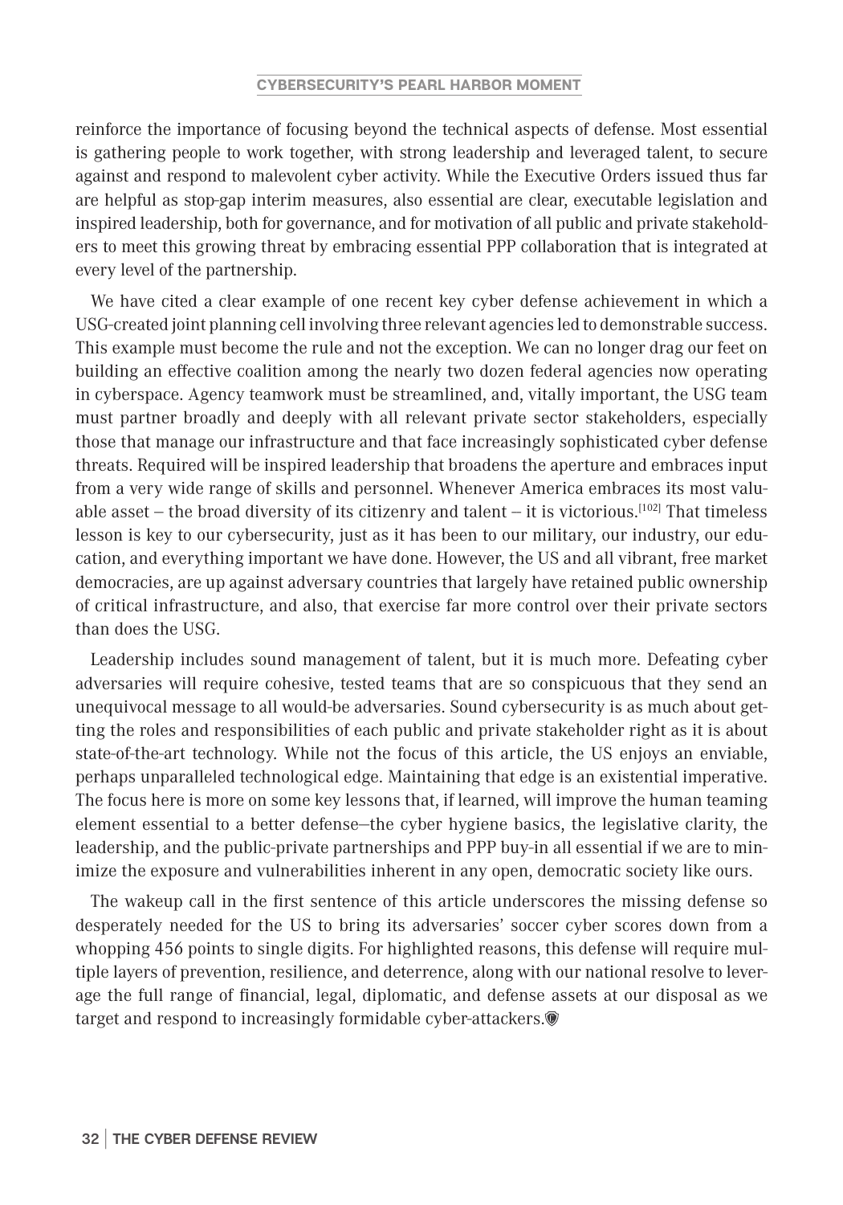reinforce the importance of focusing beyond the technical aspects of defense. Most essential is gathering people to work together, with strong leadership and leveraged talent, to secure against and respond to malevolent cyber activity. While the Executive Orders issued thus far are helpful as stop-gap interim measures, also essential are clear, executable legislation and inspired leadership, both for governance, and for motivation of all public and private stakeholders to meet this growing threat by embracing essential PPP collaboration that is integrated at every level of the partnership.

We have cited a clear example of one recent key cyber defense achievement in which a USG-created joint planning cell involving three relevant agencies led to demonstrable success. This example must become the rule and not the exception. We can no longer drag our feet on building an effective coalition among the nearly two dozen federal agencies now operating in cyberspace. Agency teamwork must be streamlined, and, vitally important, the USG team must partner broadly and deeply with all relevant private sector stakeholders, especially those that manage our infrastructure and that face increasingly sophisticated cyber defense threats. Required will be inspired leadership that broadens the aperture and embraces input from a very wide range of skills and personnel. Whenever America embraces its most valuable asset – the broad diversity of its citizenry and talent – it is victorious.[102] That timeless lesson is key to our cybersecurity, just as it has been to our military, our industry, our education, and everything important we have done. However, the US and all vibrant, free market democracies, are up against adversary countries that largely have retained public ownership of critical infrastructure, and also, that exercise far more control over their private sectors than does the USG.

Leadership includes sound management of talent, but it is much more. Defeating cyber adversaries will require cohesive, tested teams that are so conspicuous that they send an unequivocal message to all would-be adversaries. Sound cybersecurity is as much about getting the roles and responsibilities of each public and private stakeholder right as it is about state-of-the-art technology. While not the focus of this article, the US enjoys an enviable, perhaps unparalleled technological edge. Maintaining that edge is an existential imperative. The focus here is more on some key lessons that, if learned, will improve the human teaming element essential to a better defense—the cyber hygiene basics, the legislative clarity, the leadership, and the public-private partnerships and PPP buy-in all essential if we are to minimize the exposure and vulnerabilities inherent in any open, democratic society like ours.

The wakeup call in the first sentence of this article underscores the missing defense so desperately needed for the US to bring its adversaries' soccer cyber scores down from a whopping 456 points to single digits. For highlighted reasons, this defense will require multiple layers of prevention, resilience, and deterrence, along with our national resolve to leverage the full range of financial, legal, diplomatic, and defense assets at our disposal as we target and respond to increasingly formidable cyber-attackers.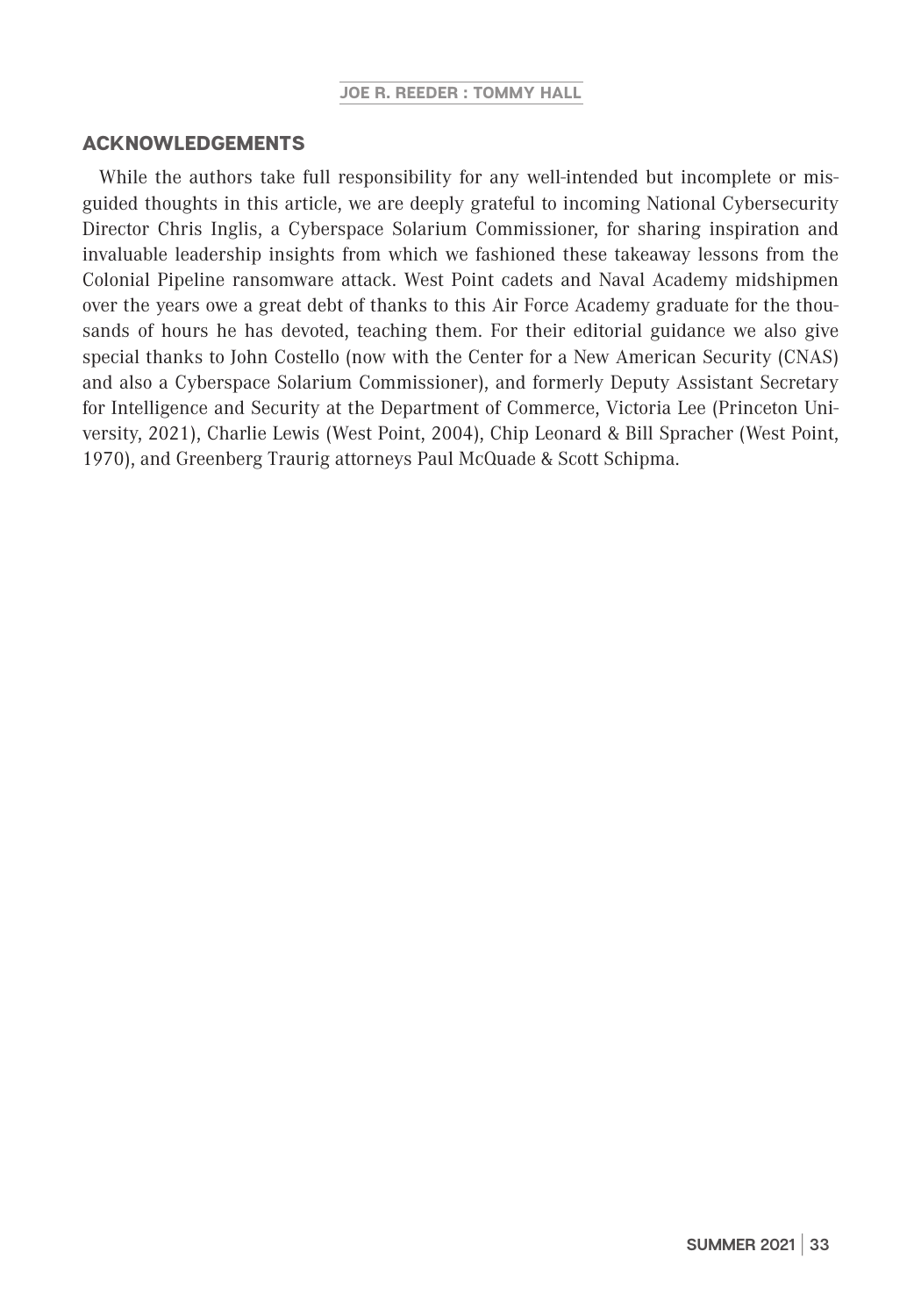## ACKNOWLEDGEMENTS

While the authors take full responsibility for any well-intended but incomplete or misguided thoughts in this article, we are deeply grateful to incoming National Cybersecurity Director Chris Inglis, a Cyberspace Solarium Commissioner, for sharing inspiration and invaluable leadership insights from which we fashioned these takeaway lessons from the Colonial Pipeline ransomware attack. West Point cadets and Naval Academy midshipmen over the years owe a great debt of thanks to this Air Force Academy graduate for the thousands of hours he has devoted, teaching them. For their editorial guidance we also give special thanks to John Costello (now with the Center for a New American Security (CNAS) and also a Cyberspace Solarium Commissioner), and formerly Deputy Assistant Secretary for Intelligence and Security at the Department of Commerce, Victoria Lee (Princeton University, 2021), Charlie Lewis (West Point, 2004), Chip Leonard & Bill Spracher (West Point, 1970), and Greenberg Traurig attorneys Paul McQuade & Scott Schipma.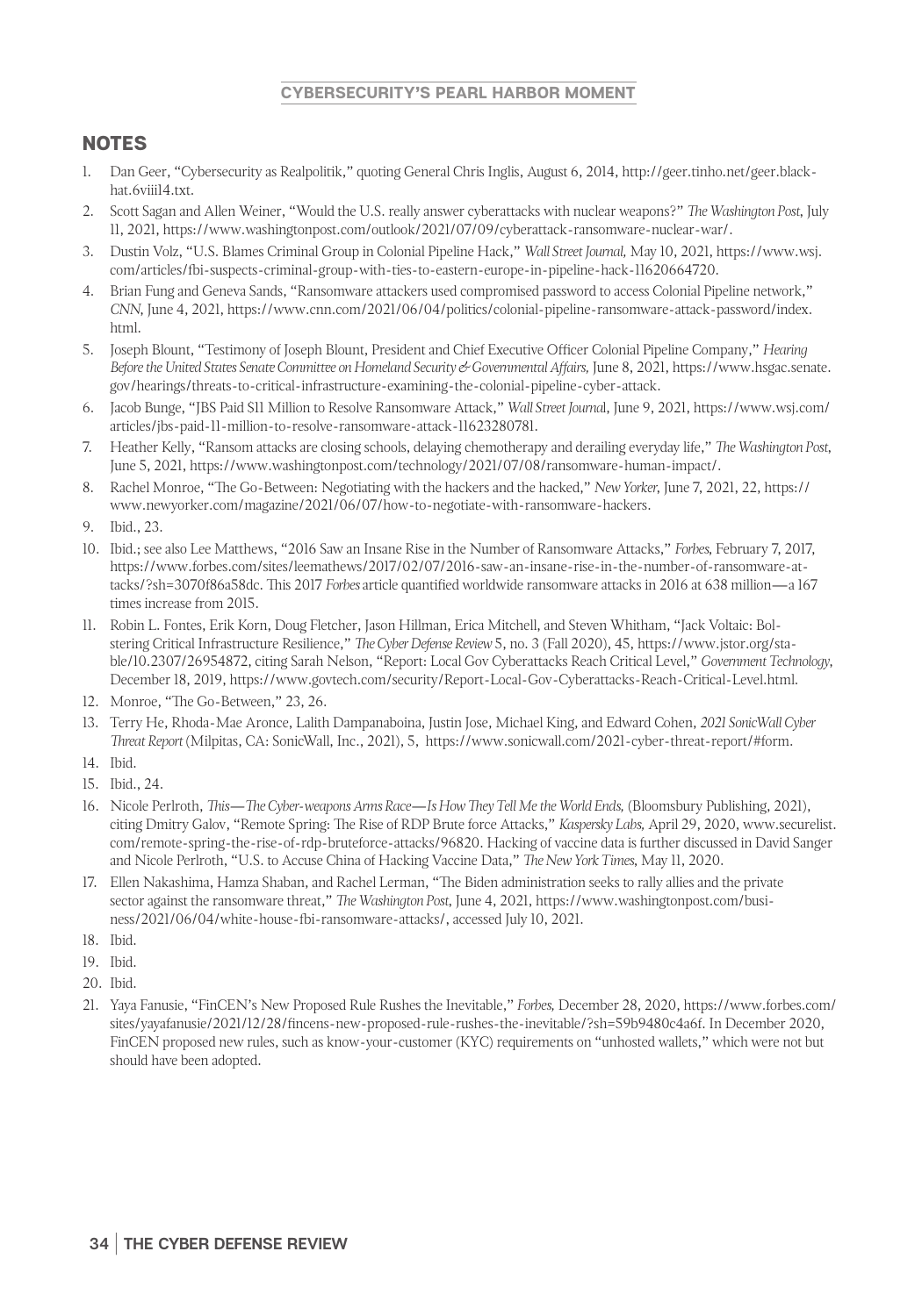## NOTES

1. Dan Geer, "Cybersecurity as Realpolitik," quoting General Chris Inglis, August 6, 2014, http://geer.tinho.net/geer.blackhat.6viii14.txt.
2. Scott Sagan and Allen Weiner, "Would the U.S. really answer cyberattacks with nuclear weapons?" *The Washington Post*, July 11, 2021, https://www.washingtonpost.com/outlook/2021/07/09/cyberattack-ransomware-nuclear-war/.
3. Dustin Volz, "U.S. Blames Criminal Group in Colonial Pipeline Hack," *Wall Street Journal,* May 10, 2021, https://www.wsj.com/articles/fbi-suspects-criminal-group-with-ties-to-eastern-europe-in-pipeline-hack-11620664720.
4. Brian Fung and Geneva Sands, "Ransomware attackers used compromised password to access Colonial Pipeline network," *CNN*, June 4, 2021, https://www.cnn.com/2021/06/04/politics/colonial-pipeline-ransomware-attack-password/index.html.
5. Joseph Blount, "Testimony of Joseph Blount, President and Chief Executive Officer Colonial Pipeline Company," *Hearing Before the United States Senate Committee on Homeland Security & Governmental Affairs,* June 8, 2021, https://www.hsgac.senate.gov/hearings/threats-to-critical-infrastructure-examining-the-colonial-pipeline-cyber-attack.
6. Jacob Bunge, "JBS Paid $11 Million to Resolve Ransomware Attack," *Wall Street Journal*, June 9, 2021, https://www.wsj.com/articles/jbs-paid-11-million-to-resolve-ransomware-attack-11623280781.
7. Heather Kelly, "Ransom attacks are closing schools, delaying chemotherapy and derailing everyday life," *The Washington Post*, June 5, 2021, https://www.washingtonpost.com/technology/2021/07/08/ransomware-human-impact/.
8. Rachel Monroe, "The Go-Between: Negotiating with the hackers and the hacked," *New Yorker*, June 7, 2021, 22, https://www.newyorker.com/magazine/2021/06/07/how-to-negotiate-with-ransomware-hackers.
9. Ibid., 23.
10. Ibid.; see also Lee Matthews, "2016 Saw an Insane Rise in the Number of Ransomware Attacks," *Forbes*, February 7, 2017, https://www.forbes.com/sites/leemathews/2017/02/07/2016-saw-an-insane-rise-in-the-number-of-ransomware-attacks/?sh=3070f86a58dc. This 2017 *Forbes* article quantified worldwide ransomware attacks in 2016 at 638 million—a 167 times increase from 2015.
11. Robin L. Fontes, Erik Korn, Doug Fletcher, Jason Hillman, Erica Mitchell, and Steven Whitham, "Jack Voltaic: Bolstering Critical Infrastructure Resilience," *The Cyber Defense Review* 5, no. 3 (Fall 2020), 45, https://www.jstor.org/stable/10.2307/26954872, citing Sarah Nelson, "Report: Local Gov Cyberattacks Reach Critical Level," *Government Technology*, December 18, 2019, https://www.govtech.com/security/Report-Local-Gov-Cyberattacks-Reach-Critical-Level.html.
12. Monroe, "The Go-Between," 23, 26.
13. Terry He, Rhoda-Mae Aronce, Lalith Dampanaboina, Justin Jose, Michael King, and Edward Cohen, *2021 SonicWall Cyber Threat Report* (Milpitas, CA: SonicWall, Inc., 2021), 5, https://www.sonicwall.com/2021-cyber-threat-report/#form.
14. Ibid.
15. Ibid., 24.
16. Nicole Perlroth, *This—The Cyber-weapons Arms Race—Is How They Tell Me the World Ends,* (Bloomsbury Publishing, 2021), citing Dmitry Galov, "Remote Spring: The Rise of RDP Brute force Attacks," *Kaspersky Labs,* April 29, 2020, www.securelist.com/remote-spring-the-rise-of-rdp-bruteforce-attacks/96820. Hacking of vaccine data is further discussed in David Sanger and Nicole Perlroth, "U.S. to Accuse China of Hacking Vaccine Data," *The New York Times*, May 11, 2020.
17. Ellen Nakashima, Hamza Shaban, and Rachel Lerman, "The Biden administration seeks to rally allies and the private sector against the ransomware threat," *The Washington Post*, June 4, 2021, https://www.washingtonpost.com/business/2021/06/04/white-house-fbi-ransomware-attacks/, accessed July 10, 2021.
18. Ibid.
19. Ibid.
20. Ibid.
21. Yaya Fanusie, "FinCEN's New Proposed Rule Rushes the Inevitable," *Forbes,* December 28, 2020, https://www.forbes.com/sites/yayafanusie/2021/12/28/fincens-new-proposed-rule-rushes-the-inevitable/?sh=59b9480c4a6f. In December 2020, FinCEN proposed new rules, such as know-your-customer (KYC) requirements on "unhosted wallets," which were not but should have been adopted.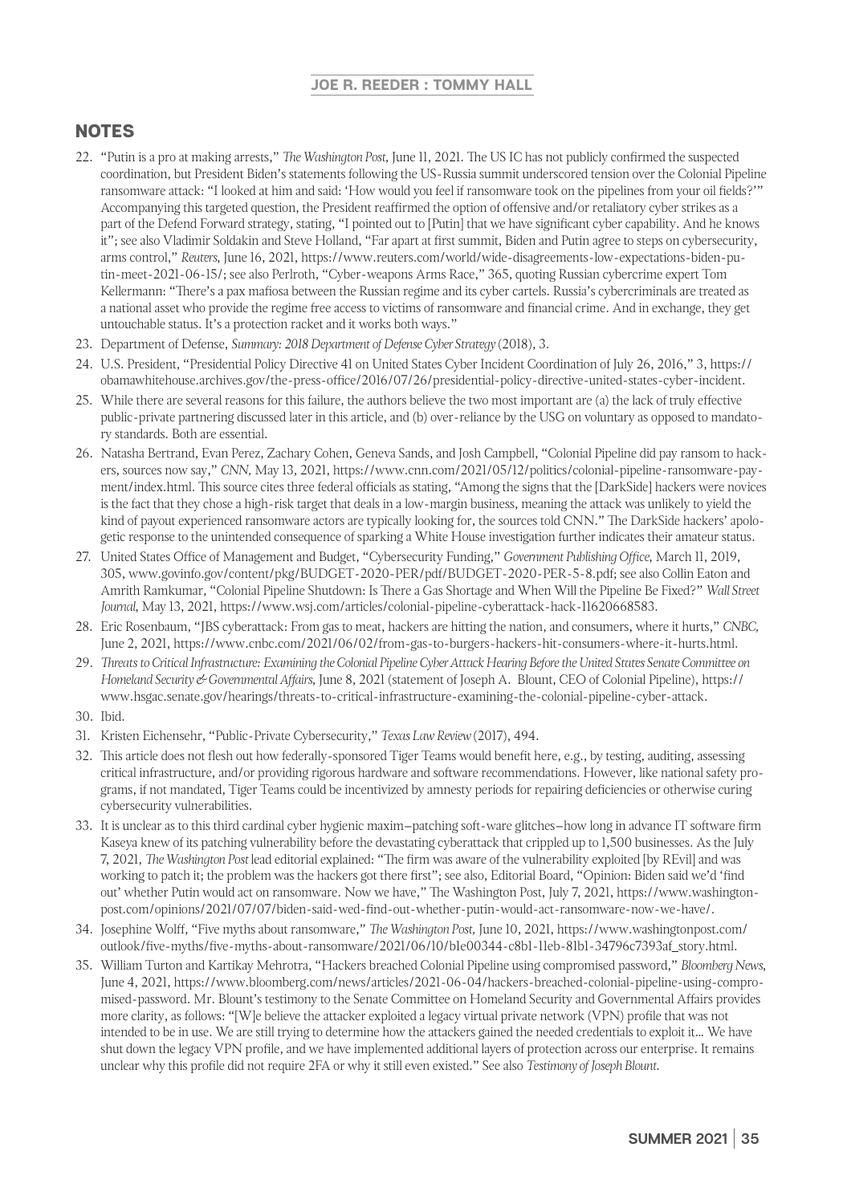## NOTES

22. "Putin is a pro at making arrests," *The Washington Post*, June 11, 2021. The US IC has not publicly confirmed the suspected coordination, but President Biden's statements following the US-Russia summit underscored tension over the Colonial Pipeline ransomware attack: "I looked at him and said: 'How would you feel if ransomware took on the pipelines from your oil fields?'" Accompanying this targeted question, the President reaffirmed the option of offensive and/or retaliatory cyber strikes as a part of the Defend Forward strategy, stating, "I pointed out to [Putin] that we have significant cyber capability. And he knows it"; see also Vladimir Soldakin and Steve Holland, "Far apart at first summit, Biden and Putin agree to steps on cybersecurity, arms control," *Reuters*, June 16, 2021, https://www.reuters.com/world/wide-disagreements-low-expectations-biden-putin-meet-2021-06-15/; see also Perlroth, "Cyber-weapons Arms Race," 365, quoting Russian cybercrime expert Tom Kellermann: "There's a pax mafiosa between the Russian regime and its cyber cartels. Russia's cybercriminals are treated as a national asset who provide the regime free access to victims of ransomware and financial crime. And in exchange, they get untouchable status. It's a protection racket and it works both ways."
23. Department of Defense, *Summary: 2018 Department of Defense Cyber Strategy* (2018), 3.
24. U.S. President, "Presidential Policy Directive 41 on United States Cyber Incident Coordination of July 26, 2016," 3, https://obamawhitehouse.archives.gov/the-press-office/2016/07/26/presidential-policy-directive-united-states-cyber-incident.
25. While there are several reasons for this failure, the authors believe the two most important are (a) the lack of truly effective public-private partnering discussed later in this article, and (b) over-reliance by the USG on voluntary as opposed to mandatory standards. Both are essential.
26. Natasha Bertrand, Evan Perez, Zachary Cohen, Geneva Sands, and Josh Campbell, "Colonial Pipeline did pay ransom to hackers, sources now say," *CNN*, May 13, 2021, https://www.cnn.com/2021/05/12/politics/colonial-pipeline-ransomware-payment/index.html. This source cites three federal officials as stating, "Among the signs that the [DarkSide] hackers were novices is the fact that they chose a high-risk target that deals in a low-margin business, meaning the attack was unlikely to yield the kind of payout experienced ransomware actors are typically looking for, the sources told CNN." The DarkSide hackers' apologetic response to the unintended consequence of sparking a White House investigation further indicates their amateur status.
27. United States Office of Management and Budget, "Cybersecurity Funding," *Government Publishing Office*, March 11, 2019, 305, www.govinfo.gov/content/pkg/BUDGET-2020-PER/pdf/BUDGET-2020-PER-5-8.pdf; see also Collin Eaton and Amrith Ramkumar, "Colonial Pipeline Shutdown: Is There a Gas Shortage and When Will the Pipeline Be Fixed?" *Wall Street Journal*, May 13, 2021, https://www.wsj.com/articles/colonial-pipeline-cyberattack-hack-11620668583.
28. Eric Rosenbaum, "JBS cyberattack: From gas to meat, hackers are hitting the nation, and consumers, where it hurts," *CNBC*, June 2, 2021, https://www.cnbc.com/2021/06/02/from-gas-to-burgers-hackers-hit-consumers-where-it-hurts.html.
29. *Threats to Critical Infrastructure: Examining the Colonial Pipeline Cyber Attack Hearing Before the United States Senate Committee on Homeland Security & Governmental Affairs*, June 8, 2021 (statement of Joseph A. Blount, CEO of Colonial Pipeline), https://www.hsgac.senate.gov/hearings/threats-to-critical-infrastructure-examining-the-colonial-pipeline-cyber-attack.
30. Ibid.
31. Kristen Eichensehr, "Public-Private Cybersecurity," *Texas Law Review* (2017), 494.
32. This article does not flesh out how federally-sponsored Tiger Teams would benefit here, e.g., by testing, auditing, assessing critical infrastructure, and/or providing rigorous hardware and software recommendations. However, like national safety programs, if not mandated, Tiger Teams could be incentivized by amnesty periods for repairing deficiencies or otherwise curing cybersecurity vulnerabilities.
33. It is unclear as to this third cardinal cyber hygienic maxim—patching soft-ware glitches—how long in advance IT software firm Kaseya knew of its patching vulnerability before the devastating cyberattack that crippled up to 1,500 businesses. As the July 7, 2021, *The Washington Post* lead editorial explained: "The firm was aware of the vulnerability exploited [by REvil] and was working to patch it; the problem was the hackers got there first"; see also, Editorial Board, "Opinion: Biden said we'd 'find out' whether Putin would act on ransomware. Now we have," The Washington Post, July 7, 2021, https://www.washingtonpost.com/opinions/2021/07/07/biden-said-wed-find-out-whether-putin-would-act-ransomware-now-we-have/.
34. Josephine Wolff, "Five myths about ransomware," *The Washington Post*, June 10, 2021, https://www.washingtonpost.com/outlook/five-myths/five-myths-about-ransomware/2021/06/10/b1e00344-c8b1-11eb-81b1-34796c7393af_story.html.
35. William Turton and Kartikay Mehrotra, "Hackers breached Colonial Pipeline using compromised password," *Bloomberg News*, June 4, 2021, https://www.bloomberg.com/news/articles/2021-06-04/hackers-breached-colonial-pipeline-using-compromised-password. Mr. Blount's testimony to the Senate Committee on Homeland Security and Governmental Affairs provides more clarity, as follows: "[W]e believe the attacker exploited a legacy virtual private network (VPN) profile that was not intended to be in use. We are still trying to determine how the attackers gained the needed credentials to exploit it... We have shut down the legacy VPN profile, and we have implemented additional layers of protection across our enterprise. It remains unclear why this profile did not require 2FA or why it still even existed." See also *Testimony of Joseph Blount*.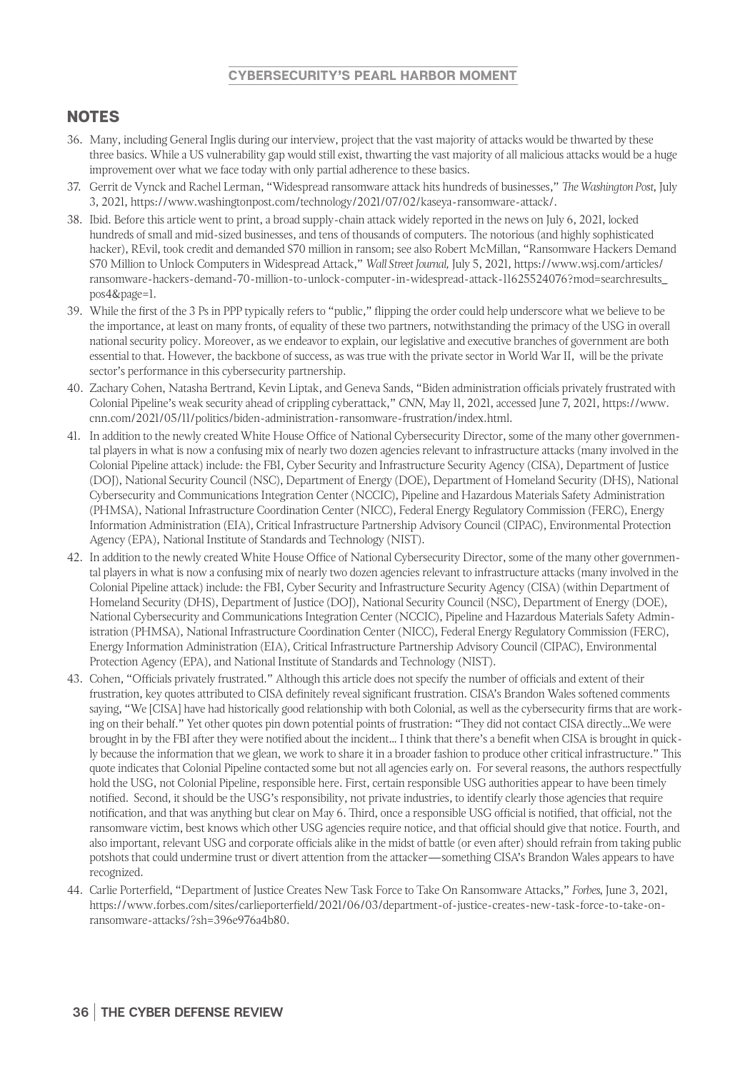## NOTES

36. Many, including General Inglis during our interview, project that the vast majority of attacks would be thwarted by these three basics. While a US vulnerability gap would still exist, thwarting the vast majority of all malicious attacks would be a huge improvement over what we face today with only partial adherence to these basics.
37. Gerrit de Vynck and Rachel Lerman, "Widespread ransomware attack hits hundreds of businesses," *The Washington Post*, July 3, 2021, https://www.washingtonpost.com/technology/2021/07/02/kaseya-ransomware-attack/.
38. Ibid. Before this article went to print, a broad supply-chain attack widely reported in the news on July 6, 2021, locked hundreds of small and mid-sized businesses, and tens of thousands of computers. The notorious (and highly sophisticated hacker), REvil, took credit and demanded $70 million in ransom; see also Robert McMillan, "Ransomware Hackers Demand $70 Million to Unlock Computers in Widespread Attack," *Wall Street Journal*, July 5, 2021, https://www.wsj.com/articles/ransomware-hackers-demand-70-million-to-unlock-computer-in-widespread-attack-11625524076?mod=searchresults_pos4&page=1.
39. While the first of the 3 Ps in PPP typically refers to "public," flipping the order could help underscore what we believe to be the importance, at least on many fronts, of equality of these two partners, notwithstanding the primacy of the USG in overall national security policy. Moreover, as we endeavor to explain, our legislative and executive branches of government are both essential to that. However, the backbone of success, as was true with the private sector in World War II, will be the private sector's performance in this cybersecurity partnership.
40. Zachary Cohen, Natasha Bertrand, Kevin Liptak, and Geneva Sands, "Biden administration officials privately frustrated with Colonial Pipeline's weak security ahead of crippling cyberattack," *CNN*, May 11, 2021, accessed June 7, 2021, https://www.cnn.com/2021/05/11/politics/biden-administration-ransomware-frustration/index.html.
41. In addition to the newly created White House Office of National Cybersecurity Director, some of the many other governmental players in what is now a confusing mix of nearly two dozen agencies relevant to infrastructure attacks (many involved in the Colonial Pipeline attack) include: the FBI, Cyber Security and Infrastructure Security Agency (CISA), Department of Justice (DOJ), National Security Council (NSC), Department of Energy (DOE), Department of Homeland Security (DHS), National Cybersecurity and Communications Integration Center (NCCIC), Pipeline and Hazardous Materials Safety Administration (PHMSA), National Infrastructure Coordination Center (NICC), Federal Energy Regulatory Commission (FERC), Energy Information Administration (EIA), Critical Infrastructure Partnership Advisory Council (CIPAC), Environmental Protection Agency (EPA), National Institute of Standards and Technology (NIST).
42. In addition to the newly created White House Office of National Cybersecurity Director, some of the many other governmental players in what is now a confusing mix of nearly two dozen agencies relevant to infrastructure attacks (many involved in the Colonial Pipeline attack) include: the FBI, Cyber Security and Infrastructure Security Agency (CISA) (within Department of Homeland Security (DHS), Department of Justice (DOJ), National Security Council (NSC), Department of Energy (DOE), National Cybersecurity and Communications Integration Center (NCCIC), Pipeline and Hazardous Materials Safety Administration (PHMSA), National Infrastructure Coordination Center (NICC), Federal Energy Regulatory Commission (FERC), Energy Information Administration (EIA), Critical Infrastructure Partnership Advisory Council (CIPAC), Environmental Protection Agency (EPA), and National Institute of Standards and Technology (NIST).
43. Cohen, "Officials privately frustrated." Although this article does not specify the number of officials and extent of their frustration, key quotes attributed to CISA definitely reveal significant frustration. CISA's Brandon Wales softened comments saying, "We [CISA] have had historically good relationship with both Colonial, as well as the cybersecurity firms that are working on their behalf." Yet other quotes pin down potential points of frustration: "They did not contact CISA directly...We were brought in by the FBI after they were notified about the incident... I think that there's a benefit when CISA is brought in quickly because the information that we glean, we work to share it in a broader fashion to produce other critical infrastructure." This quote indicates that Colonial Pipeline contacted some but not all agencies early on. For several reasons, the authors respectfully hold the USG, not Colonial Pipeline, responsible here. First, certain responsible USG authorities appear to have been timely notified. Second, it should be the USG's responsibility, not private industries, to identify clearly those agencies that require notification, and that was anything but clear on May 6. Third, once a responsible USG official is notified, that official, not the ransomware victim, best knows which other USG agencies require notice, and that official should give that notice. Fourth, and also important, relevant USG and corporate officials alike in the midst of battle (or even after) should refrain from taking public potshots that could undermine trust or divert attention from the attacker—something CISA's Brandon Wales appears to have recognized.
44. Carlie Porterfield, "Department of Justice Creates New Task Force to Take On Ransomware Attacks," *Forbes*, June 3, 2021, https://www.forbes.com/sites/carlieporterfield/2021/06/03/department-of-justice-creates-new-task-force-to-take-on-ransomware-attacks/?sh=396e976a4b80.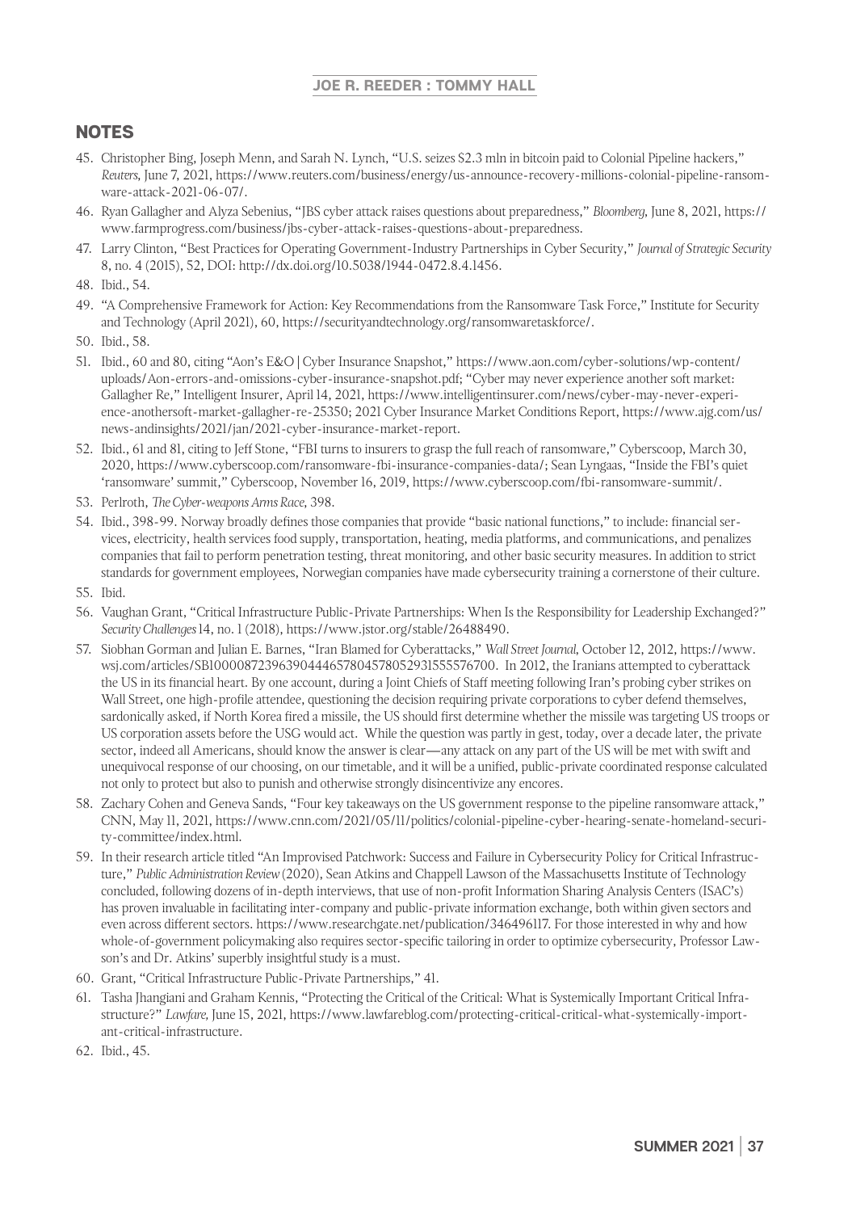## NOTES

45. Christopher Bing, Joseph Menn, and Sarah N. Lynch, "U.S. seizes $2.3 mln in bitcoin paid to Colonial Pipeline hackers," *Reuters*, June 7, 2021, https://www.reuters.com/business/energy/us-announce-recovery-millions-colonial-pipeline-ransomware-attack-2021-06-07/.
46. Ryan Gallagher and Alyza Sebenius, "JBS cyber attack raises questions about preparedness," *Bloomberg*, June 8, 2021, https://www.farmprogress.com/business/jbs-cyber-attack-raises-questions-about-preparedness.
47. Larry Clinton, "Best Practices for Operating Government-Industry Partnerships in Cyber Security," *Journal of Strategic Security* 8, no. 4 (2015), 52, DOI: http://dx.doi.org/10.5038/1944-0472.8.4.1456.
48. Ibid., 54.
49. "A Comprehensive Framework for Action: Key Recommendations from the Ransomware Task Force," Institute for Security and Technology (April 2021), 60, https://securityandtechnology.org/ransomwaretaskforce/.
50. Ibid., 58.
51. Ibid., 60 and 80, citing "Aon's E&O | Cyber Insurance Snapshot," https://www.aon.com/cyber-solutions/wp-content/uploads/Aon-errors-and-omissions-cyber-insurance-snapshot.pdf; "Cyber may never experience another soft market: Gallagher Re," Intelligent Insurer, April 14, 2021, https://www.intelligentinsurer.com/news/cyber-may-never-experience-anothersoft-market-gallagher-re-25350; 2021 Cyber Insurance Market Conditions Report, https://www.ajg.com/us/news-andinsights/2021/jan/2021-cyber-insurance-market-report.
52. Ibid., 61 and 81, citing to Jeff Stone, "FBI turns to insurers to grasp the full reach of ransomware," Cyberscoop, March 30, 2020, https://www.cyberscoop.com/ransomware-fbi-insurance-companies-data/; Sean Lyngaas, "Inside the FBI's quiet 'ransomware' summit," Cyberscoop, November 16, 2019, https://www.cyberscoop.com/fbi-ransomware-summit/.
53. Perlroth, *The Cyber-weapons Arms Race*, 398.
54. Ibid., 398-99. Norway broadly defines those companies that provide "basic national functions," to include: financial services, electricity, health services food supply, transportation, heating, media platforms, and communications, and penalizes companies that fail to perform penetration testing, threat monitoring, and other basic security measures. In addition to strict standards for government employees, Norwegian companies have made cybersecurity training a cornerstone of their culture.
55. Ibid.
56. Vaughan Grant, "Critical Infrastructure Public-Private Partnerships: When Is the Responsibility for Leadership Exchanged?" *Security Challenges* 14, no. 1 (2018), https://www.jstor.org/stable/26488490.
57. Siobhan Gorman and Julian E. Barnes, "Iran Blamed for Cyberattacks," *Wall Street Journal*, October 12, 2012, https://www.wsj.com/articles/SB10000872396390444657804578052931555576700. In 2012, the Iranians attempted to cyberattack the US in its financial heart. By one account, during a Joint Chiefs of Staff meeting following Iran's probing cyber strikes on Wall Street, one high-profile attendee, questioning the decision requiring private corporations to cyber defend themselves, sardonically asked, if North Korea fired a missile, the US should first determine whether the missile was targeting US troops or US corporation assets before the USG would act. While the question was partly in gest, today, over a decade later, the private sector, indeed all Americans, should know the answer is clear—any attack on any part of the US will be met with swift and unequivocal response of our choosing, on our timetable, and it will be a unified, public-private coordinated response calculated not only to protect but also to punish and otherwise strongly disincentivize any encores.
58. Zachary Cohen and Geneva Sands, "Four key takeaways on the US government response to the pipeline ransomware attack," CNN, May 11, 2021, https://www.cnn.com/2021/05/11/politics/colonial-pipeline-cyber-hearing-senate-homeland-security-committee/index.html.
59. In their research article titled "An Improvised Patchwork: Success and Failure in Cybersecurity Policy for Critical Infrastructure," *Public Administration Review* (2020), Sean Atkins and Chappell Lawson of the Massachusetts Institute of Technology concluded, following dozens of in-depth interviews, that use of non-profit Information Sharing Analysis Centers (ISAC's) has proven invaluable in facilitating inter-company and public-private information exchange, both within given sectors and even across different sectors. https://www.researchgate.net/publication/346496117. For those interested in why and how whole-of-government policymaking also requires sector-specific tailoring in order to optimize cybersecurity, Professor Lawson's and Dr. Atkins' superbly insightful study is a must.
60. Grant, "Critical Infrastructure Public-Private Partnerships," 41.
61. Tasha Jhangiani and Graham Kennis, "Protecting the Critical of the Critical: What is Systemically Important Critical Infrastructure?" *Lawfare*, June 15, 2021, https://www.lawfareblog.com/protecting-critical-critical-what-systemically-important-critical-infrastructure.
62. Ibid., 45.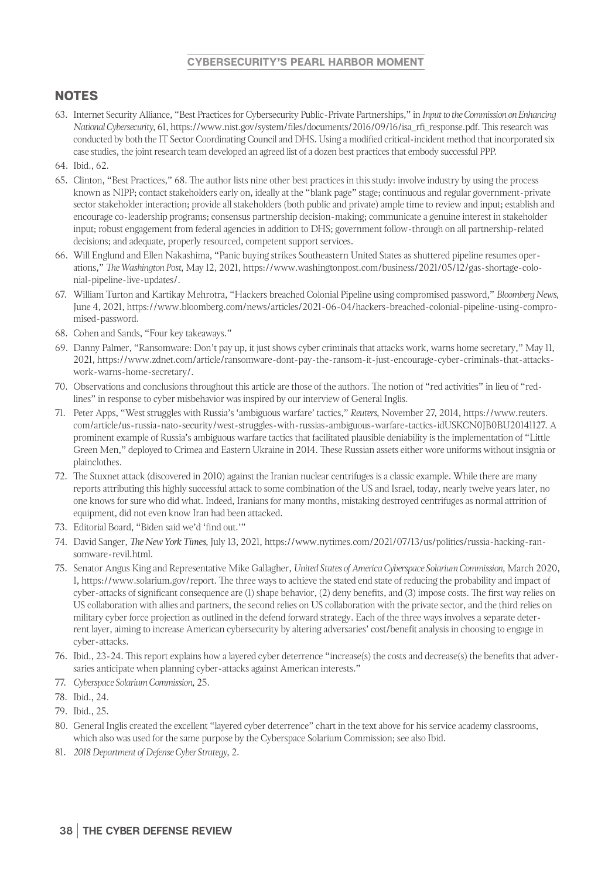## NOTES

63. Internet Security Alliance, "Best Practices for Cybersecurity Public-Private Partnerships," in *Input to the Commission on Enhancing National Cybersecurity*, 61, https://www.nist.gov/system/files/documents/2016/09/16/isa_rfi_response.pdf. This research was conducted by both the IT Sector Coordinating Council and DHS. Using a modified critical-incident method that incorporated six case studies, the joint research team developed an agreed list of a dozen best practices that embody successful PPP.
64. Ibid., 62.
65. Clinton, "Best Practices," 68. The author lists nine other best practices in this study: involve industry by using the process known as NIPP; contact stakeholders early on, ideally at the "blank page" stage; continuous and regular government-private sector stakeholder interaction; provide all stakeholders (both public and private) ample time to review and input; establish and encourage co-leadership programs; consensus partnership decision-making; communicate a genuine interest in stakeholder input; robust engagement from federal agencies in addition to DHS; government follow-through on all partnership-related decisions; and adequate, properly resourced, competent support services.
66. Will Englund and Ellen Nakashima, "Panic buying strikes Southeastern United States as shuttered pipeline resumes operations," *The Washington Post*, May 12, 2021, https://www.washingtonpost.com/business/2021/05/12/gas-shortage-colonial-pipeline-live-updates/.
67. William Turton and Kartikay Mehrotra, "Hackers breached Colonial Pipeline using compromised password," *Bloomberg News*, June 4, 2021, https://www.bloomberg.com/news/articles/2021-06-04/hackers-breached-colonial-pipeline-using-compromised-password.
68. Cohen and Sands, "Four key takeaways."
69. Danny Palmer, "Ransomware: Don't pay up, it just shows cyber criminals that attacks work, warns home secretary," May 11, 2021, https://www.zdnet.com/article/ransomware-dont-pay-the-ransom-it-just-encourage-cyber-criminals-that-attacks-work-warns-home-secretary/.
70. Observations and conclusions throughout this article are those of the authors. The notion of "red activities" in lieu of "redlines" in response to cyber misbehavior was inspired by our interview of General Inglis.
71. Peter Apps, "West struggles with Russia's 'ambiguous warfare' tactics," *Reuters*, November 27, 2014, https://www.reuters.com/article/us-russia-nato-security/west-struggles-with-russias-ambiguous-warfare-tactics-idUSKCN0JB0BU20141127. A prominent example of Russia's ambiguous warfare tactics that facilitated plausible deniability is the implementation of "Little Green Men," deployed to Crimea and Eastern Ukraine in 2014. These Russian assets either wore uniforms without insignia or plainclothes.
72. The Stuxnet attack (discovered in 2010) against the Iranian nuclear centrifuges is a classic example. While there are many reports attributing this highly successful attack to some combination of the US and Israel, today, nearly twelve years later, no one knows for sure who did what. Indeed, Iranians for many months, mistaking destroyed centrifuges as normal attrition of equipment, did not even know Iran had been attacked.
73. Editorial Board, "Biden said we'd 'find out.'"
74. David Sanger, *The New York Times*, July 13, 2021, https://www.nytimes.com/2021/07/13/us/politics/russia-hacking-ransomware-revil.html.
75. Senator Angus King and Representative Mike Gallagher, *United States of America Cyberspace Solarium Commission*, March 2020, 1, https://www.solarium.gov/report. The three ways to achieve the stated end state of reducing the probability and impact of cyber-attacks of significant consequence are (1) shape behavior, (2) deny benefits, and (3) impose costs. The first way relies on US collaboration with allies and partners, the second relies on US collaboration with the private sector, and the third relies on military cyber force projection as outlined in the defend forward strategy. Each of the three ways involves a separate deterrent layer, aiming to increase American cybersecurity by altering adversaries' cost/benefit analysis in choosing to engage in cyber-attacks.
76. Ibid., 23-24. This report explains how a layered cyber deterrence "increase(s) the costs and decrease(s) the benefits that adversaries anticipate when planning cyber-attacks against American interests."
77. *Cyberspace Solarium Commission*, 25.
78. Ibid., 24.
79. Ibid., 25.
80. General Inglis created the excellent "layered cyber deterrence" chart in the text above for his service academy classrooms, which also was used for the same purpose by the Cyberspace Solarium Commission; see also Ibid.
81. *2018 Department of Defense Cyber Strategy*, 2.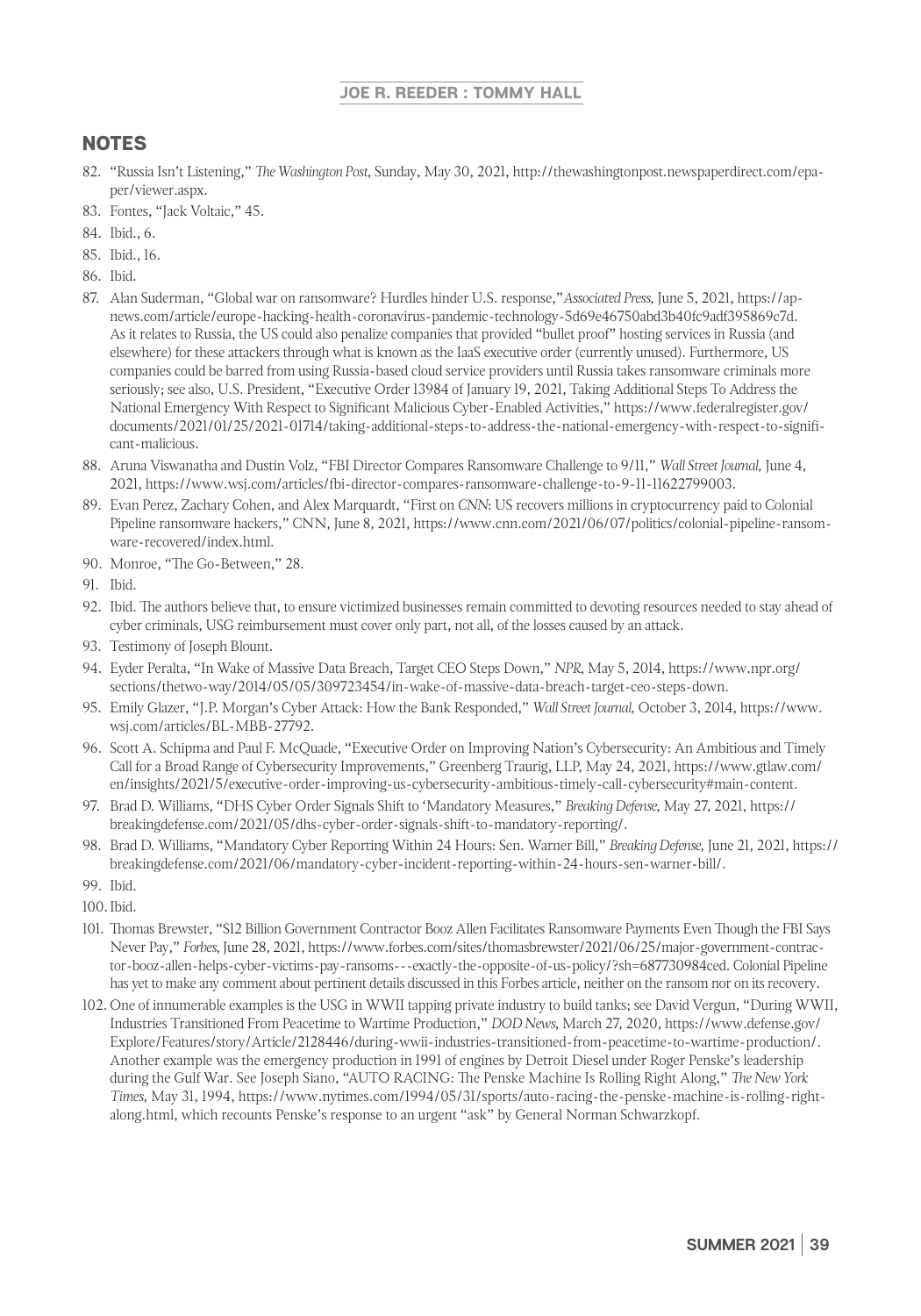## NOTES

82. "Russia Isn't Listening," *The Washington Post*, Sunday, May 30, 2021, http://thewashingtonpost.newspaperdirect.com/epaper/viewer.aspx.
83. Fontes, "Jack Voltaic," 45.
84. Ibid., 6.
85. Ibid., 16.
86. Ibid.
87. Alan Suderman, "Global war on ransomware? Hurdles hinder U.S. response," *Associated Press*, June 5, 2021, https://apnews.com/article/europe-hacking-health-coronavirus-pandemic-technology-5d69e46750abd3b40fc9adf395869c7d. As it relates to Russia, the US could also penalize companies that provided "bullet proof" hosting services in Russia (and elsewhere) for these attackers through what is known as the IaaS executive order (currently unused). Furthermore, US companies could be barred from using Russia-based cloud service providers until Russia takes ransomware criminals more seriously; see also, U.S. President, "Executive Order 13984 of January 19, 2021, Taking Additional Steps To Address the National Emergency With Respect to Significant Malicious Cyber-Enabled Activities," https://www.federalregister.gov/documents/2021/01/25/2021-01714/taking-additional-steps-to-address-the-national-emergency-with-respect-to-significant-malicious.
88. Aruna Viswanatha and Dustin Volz, "FBI Director Compares Ransomware Challenge to 9/11," *Wall Street Journal*, June 4, 2021, https://www.wsj.com/articles/fbi-director-compares-ransomware-challenge-to-9-11-11622799003.
89. Evan Perez, Zachary Cohen, and Alex Marquardt, "First on *CNN*: US recovers millions in cryptocurrency paid to Colonial Pipeline ransomware hackers," CNN, June 8, 2021, https://www.cnn.com/2021/06/07/politics/colonial-pipeline-ransomware-recovered/index.html.
90. Monroe, "The Go-Between," 28.
91. Ibid.
92. Ibid. The authors believe that, to ensure victimized businesses remain committed to devoting resources needed to stay ahead of cyber criminals, USG reimbursement must cover only part, not all, of the losses caused by an attack.
93. Testimony of Joseph Blount.
94. Eyder Peralta, "In Wake of Massive Data Breach, Target CEO Steps Down," *NPR*, May 5, 2014, https://www.npr.org/sections/thetwo-way/2014/05/05/309723454/in-wake-of-massive-data-breach-target-ceo-steps-down.
95. Emily Glazer, "J.P. Morgan's Cyber Attack: How the Bank Responded," *Wall Street Journal*, October 3, 2014, https://www.wsj.com/articles/BL-MBB-27792.
96. Scott A. Schipma and Paul F. McQuade, "Executive Order on Improving Nation's Cybersecurity: An Ambitious and Timely Call for a Broad Range of Cybersecurity Improvements," Greenberg Traurig, LLP, May 24, 2021, https://www.gtlaw.com/en/insights/2021/5/executive-order-improving-us-cybersecurity-ambitious-timely-call-cybersecurity#main-content.
97. Brad D. Williams, "DHS Cyber Order Signals Shift to 'Mandatory Measures,'" *Breaking Defense*, May 27, 2021, https://breakingdefense.com/2021/05/dhs-cyber-order-signals-shift-to-mandatory-reporting/.
98. Brad D. Williams, "Mandatory Cyber Reporting Within 24 Hours: Sen. Warner Bill," *Breaking Defense*, June 21, 2021, https://breakingdefense.com/2021/06/mandatory-cyber-incident-reporting-within-24-hours-sen-warner-bill/.
99. Ibid.
100. Ibid.
101. Thomas Brewster, "$12 Billion Government Contractor Booz Allen Facilitates Ransomware Payments Even Though the FBI Says Never Pay," *Forbes*, June 28, 2021, https://www.forbes.com/sites/thomasbrewster/2021/06/25/major-government-contractor-booz-allen-helps-cyber-victims-pay-ransoms---exactly-the-opposite-of-us-policy/?sh=687730984ced. Colonial Pipeline has yet to make any comment about pertinent details discussed in this Forbes article, neither on the ransom nor on its recovery.
102. One of innumerable examples is the USG in WWII tapping private industry to build tanks; see David Vergun, "During WWII, Industries Transitioned From Peacetime to Wartime Production," *DOD News*, March 27, 2020, https://www.defense.gov/Explore/Features/story/Article/2128446/during-wwii-industries-transitioned-from-peacetime-to-wartime-production/. Another example was the emergency production in 1991 of engines by Detroit Diesel under Roger Penske's leadership during the Gulf War. See Joseph Siano, "AUTO RACING: The Penske Machine Is Rolling Right Along," *The New York Times*, May 31, 1994, https://www.nytimes.com/1994/05/31/sports/auto-racing-the-penske-machine-is-rolling-right-along.html, which recounts Penske's response to an urgent "ask" by General Norman Schwarzkopf.